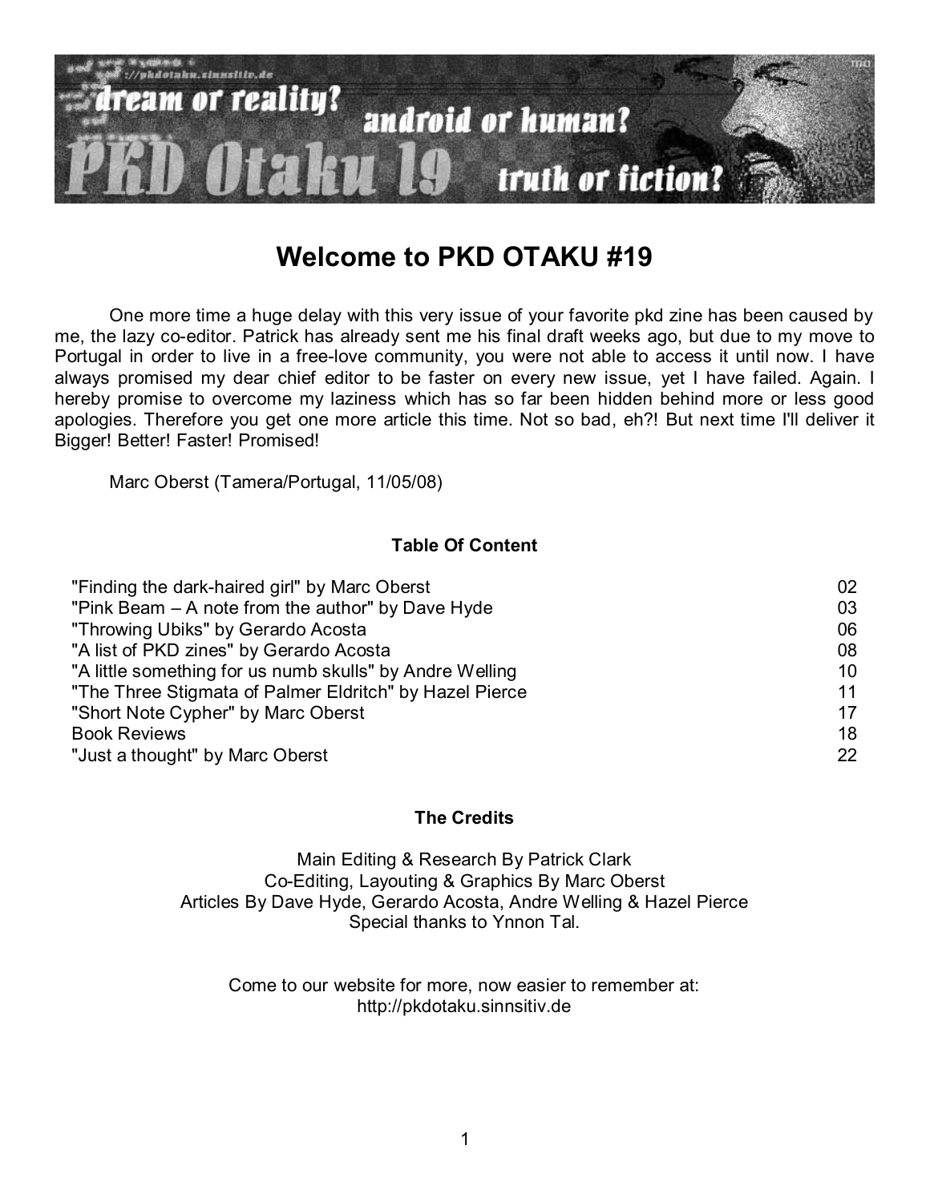# Welcome to PKD OTAKU #19

One more time a huge delay with this very issue of your favorite pkd zine has been caused by me, the lazy co-editor. Patrick has already sent me his final draft weeks ago, but due to my move to Portugal in order to live in a free-love community, you were not able to access it until now. I have always promised my dear chief editor to be faster on every new issue, yet I have failed. Again. I hereby promise to overcome my laziness which has so far been hidden behind more or less good apologies. Therefore you get one more article this time. Not so bad, eh?! But next time I'll deliver it Bigger! Better! Faster! Promised!

Marc Oberst (Tamera/Portugal, 11/05/08)

### Table Of Content

| | |
|---|---|
| "Finding the dark-haired girl" by Marc Oberst | 02 |
| "Pink Beam – A note from the author" by Dave Hyde | 03 |
| "Throwing Ubiks" by Gerardo Acosta | 06 |
| "A list of PKD zines" by Gerardo Acosta | 08 |
| "A little something for us numb skulls" by Andre Welling | 10 |
| "The Three Stigmata of Palmer Eldritch" by Hazel Pierce | 11 |
| "Short Note Cypher" by Marc Oberst | 17 |
| Book Reviews | 18 |
| "Just a thought" by Marc Oberst | 22 |

### The Credits

Main Editing & Research By Patrick Clark
Co-Editing, Layouting & Graphics By Marc Oberst
Articles By Dave Hyde, Gerardo Acosta, Andre Welling & Hazel Pierce
Special thanks to Ynnon Tal.

Come to our website for more, now easier to remember at:
http://pkdotaku.sinnsitiv.de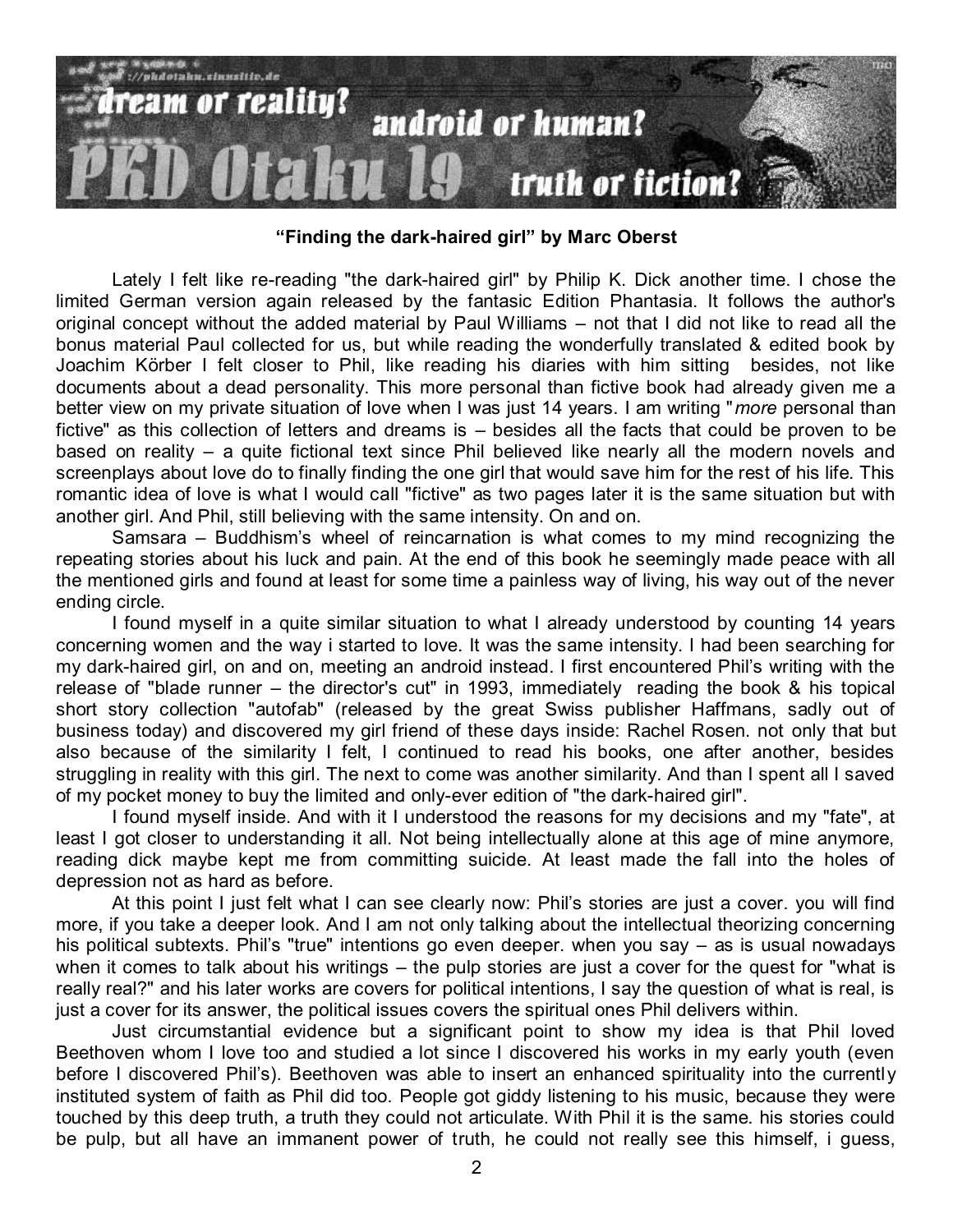**“Finding the dark-haired girl” by Marc Oberst**

Lately I felt like re-reading "the dark-haired girl" by Philip K. Dick another time. I chose the limited German version again released by the fantasic Edition Phantasia. It follows the author's original concept without the added material by Paul Williams – not that I did not like to read all the bonus material Paul collected for us, but while reading the wonderfully translated & edited book by Joachim Körber I felt closer to Phil, like reading his diaries with him sitting besides, not like documents about a dead personality. This more personal than fictive book had already given me a better view on my private situation of love when I was just 14 years. I am writing "*more* personal than fictive" as this collection of letters and dreams is – besides all the facts that could be proven to be based on reality – a quite fictional text since Phil believed like nearly all the modern novels and screenplays about love do to finally finding the one girl that would save him for the rest of his life. This romantic idea of love is what I would call "fictive" as two pages later it is the same situation but with another girl. And Phil, still believing with the same intensity. On and on.

Samsara – Buddhism’s wheel of reincarnation is what comes to my mind recognizing the repeating stories about his luck and pain. At the end of this book he seemingly made peace with all the mentioned girls and found at least for some time a painless way of living, his way out of the never ending circle.

I found myself in a quite similar situation to what I already understood by counting 14 years concerning women and the way i started to love. It was the same intensity. I had been searching for my dark-haired girl, on and on, meeting an android instead. I first encountered Phil’s writing with the release of "blade runner – the director's cut" in 1993, immediately reading the book & his topical short story collection "autofab" (released by the great Swiss publisher Haffmans, sadly out of business today) and discovered my girl friend of these days inside: Rachel Rosen. not only that but also because of the similarity I felt, I continued to read his books, one after another, besides struggling in reality with this girl. The next to come was another similarity. And than I spent all I saved of my pocket money to buy the limited and only-ever edition of "the dark-haired girl".

I found myself inside. And with it I understood the reasons for my decisions and my "fate", at least I got closer to understanding it all. Not being intellectually alone at this age of mine anymore, reading dick maybe kept me from committing suicide. At least made the fall into the holes of depression not as hard as before.

At this point I just felt what I can see clearly now: Phil’s stories are just a cover. you will find more, if you take a deeper look. And I am not only talking about the intellectual theorizing concerning his political subtexts. Phil's "true" intentions go even deeper. when you say – as is usual nowadays when it comes to talk about his writings – the pulp stories are just a cover for the quest for "what is really real?" and his later works are covers for political intentions, I say the question of what is real, is just a cover for its answer, the political issues covers the spiritual ones Phil delivers within.

Just circumstantial evidence but a significant point to show my idea is that Phil loved Beethoven whom I love too and studied a lot since I discovered his works in my early youth (even before I discovered Phil’s). Beethoven was able to insert an enhanced spirituality into the currently instituted system of faith as Phil did too. People got giddy listening to his music, because they were touched by this deep truth, a truth they could not articulate. With Phil it is the same. his stories could be pulp, but all have an immanent power of truth, he could not really see this himself, i guess,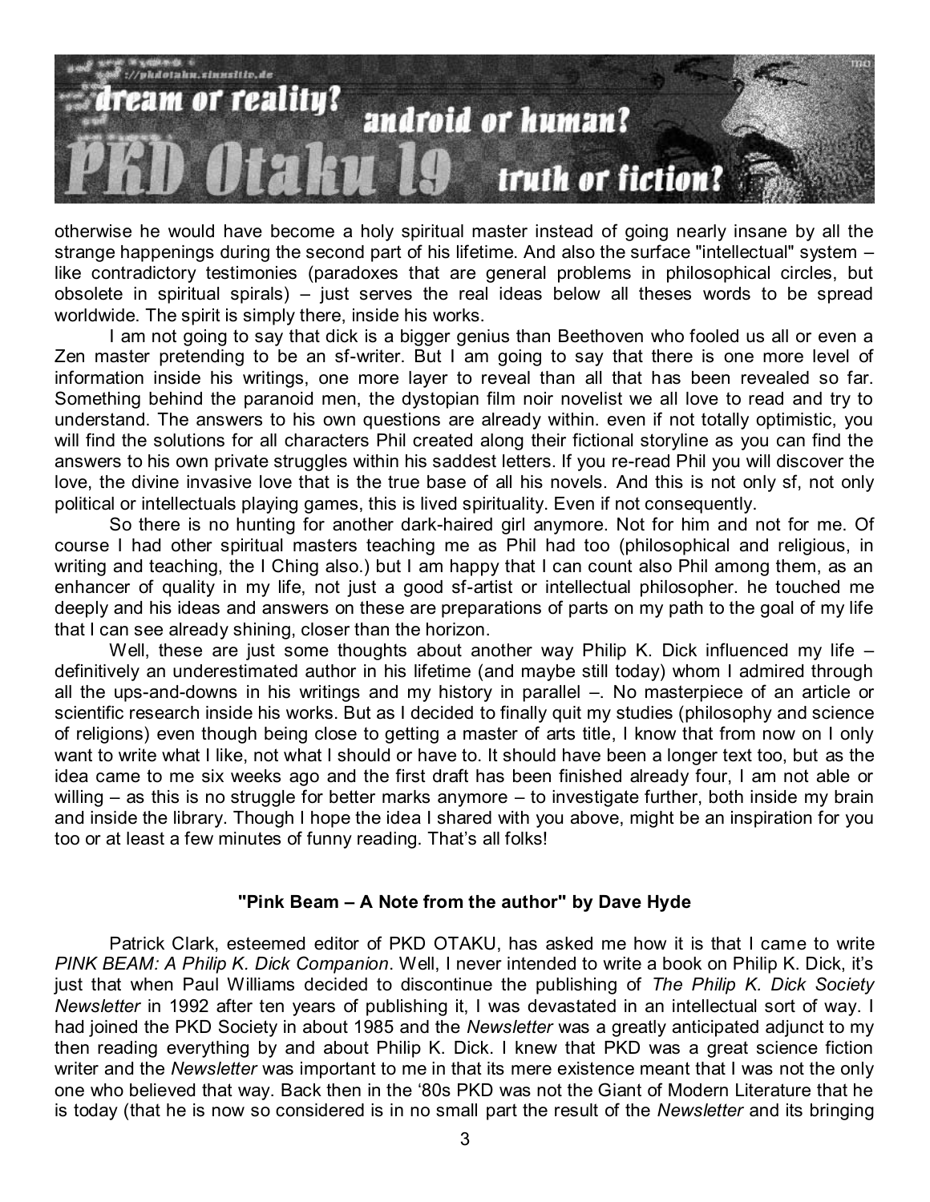otherwise he would have become a holy spiritual master instead of going nearly insane by all the strange happenings during the second part of his lifetime. And also the surface "intellectual" system – like contradictory testimonies (paradoxes that are general problems in philosophical circles, but obsolete in spiritual spirals) – just serves the real ideas below all theses words to be spread worldwide. The spirit is simply there, inside his works.

I am not going to say that dick is a bigger genius than Beethoven who fooled us all or even a Zen master pretending to be an sf-writer. But I am going to say that there is one more level of information inside his writings, one more layer to reveal than all that has been revealed so far. Something behind the paranoid men, the dystopian film noir novelist we all love to read and try to understand. The answers to his own questions are already within. even if not totally optimistic, you will find the solutions for all characters Phil created along their fictional storyline as you can find the answers to his own private struggles within his saddest letters. If you re-read Phil you will discover the love, the divine invasive love that is the true base of all his novels. And this is not only sf, not only political or intellectuals playing games, this is lived spirituality. Even if not consequently.

So there is no hunting for another dark-haired girl anymore. Not for him and not for me. Of course I had other spiritual masters teaching me as Phil had too (philosophical and religious, in writing and teaching, the I Ching also.) but I am happy that I can count also Phil among them, as an enhancer of quality in my life, not just a good sf-artist or intellectual philosopher. he touched me deeply and his ideas and answers on these are preparations of parts on my path to the goal of my life that I can see already shining, closer than the horizon.

Well, these are just some thoughts about another way Philip K. Dick influenced my life – definitively an underestimated author in his lifetime (and maybe still today) whom I admired through all the ups-and-downs in his writings and my history in parallel –. No masterpiece of an article or scientific research inside his works. But as I decided to finally quit my studies (philosophy and science of religions) even though being close to getting a master of arts title, I know that from now on I only want to write what I like, not what I should or have to. It should have been a longer text too, but as the idea came to me six weeks ago and the first draft has been finished already four, I am not able or willing – as this is no struggle for better marks anymore – to investigate further, both inside my brain and inside the library. Though I hope the idea I shared with you above, might be an inspiration for you too or at least a few minutes of funny reading. That's all folks!

### "Pink Beam – A Note from the author" by Dave Hyde

Patrick Clark, esteemed editor of PKD OTAKU, has asked me how it is that I came to write *PINK BEAM: A Philip K. Dick Companion*. Well, I never intended to write a book on Philip K. Dick, it's just that when Paul Williams decided to discontinue the publishing of *The Philip K. Dick Society Newsletter* in 1992 after ten years of publishing it, I was devastated in an intellectual sort of way. I had joined the PKD Society in about 1985 and the *Newsletter* was a greatly anticipated adjunct to my then reading everything by and about Philip K. Dick. I knew that PKD was a great science fiction writer and the *Newsletter* was important to me in that its mere existence meant that I was not the only one who believed that way. Back then in the '80s PKD was not the Giant of Modern Literature that he is today (that he is now so considered is in no small part the result of the *Newsletter* and its bringing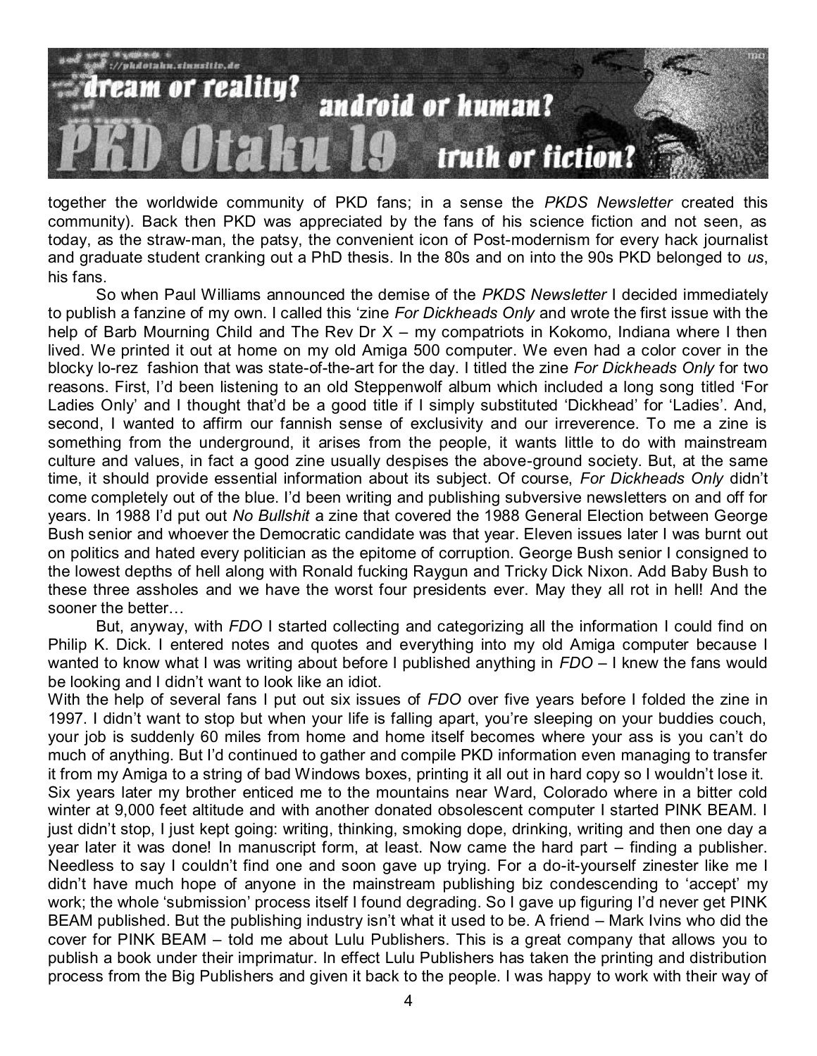together the worldwide community of PKD fans; in a sense the *PKDS Newsletter* created this community). Back then PKD was appreciated by the fans of his science fiction and not seen, as today, as the straw-man, the patsy, the convenient icon of Post-modernism for every hack journalist and graduate student cranking out a PhD thesis. In the 80s and on into the 90s PKD belonged to *us*, his fans.

So when Paul Williams announced the demise of the *PKDS Newsletter* I decided immediately to publish a fanzine of my own. I called this 'zine *For Dickheads Only* and wrote the first issue with the help of Barb Mourning Child and The Rev Dr X – my compatriots in Kokomo, Indiana where I then lived. We printed it out at home on my old Amiga 500 computer. We even had a color cover in the blocky lo-rez fashion that was state-of-the-art for the day. I titled the zine *For Dickheads Only* for two reasons. First, I'd been listening to an old Steppenwolf album which included a long song titled 'For Ladies Only' and I thought that'd be a good title if I simply substituted 'Dickhead' for 'Ladies'. And, second, I wanted to affirm our fannish sense of exclusivity and our irreverence. To me a zine is something from the underground, it arises from the people, it wants little to do with mainstream culture and values, in fact a good zine usually despises the above-ground society. But, at the same time, it should provide essential information about its subject. Of course, *For Dickheads Only* didn't come completely out of the blue. I'd been writing and publishing subversive newsletters on and off for years. In 1988 I'd put out *No Bullshit* a zine that covered the 1988 General Election between George Bush senior and whoever the Democratic candidate was that year. Eleven issues later I was burnt out on politics and hated every politician as the epitome of corruption. George Bush senior I consigned to the lowest depths of hell along with Ronald fucking Raygun and Tricky Dick Nixon. Add Baby Bush to these three assholes and we have the worst four presidents ever. May they all rot in hell! And the sooner the better…

But, anyway, with *FDO* I started collecting and categorizing all the information I could find on Philip K. Dick. I entered notes and quotes and everything into my old Amiga computer because I wanted to know what I was writing about before I published anything in *FDO* – I knew the fans would be looking and I didn't want to look like an idiot.

With the help of several fans I put out six issues of *FDO* over five years before I folded the zine in 1997. I didn't want to stop but when your life is falling apart, you're sleeping on your buddies couch, your job is suddenly 60 miles from home and home itself becomes where your ass is you can't do much of anything. But I'd continued to gather and compile PKD information even managing to transfer it from my Amiga to a string of bad Windows boxes, printing it all out in hard copy so I wouldn't lose it.

Six years later my brother enticed me to the mountains near Ward, Colorado where in a bitter cold winter at 9,000 feet altitude and with another donated obsolescent computer I started PINK BEAM. I just didn't stop, I just kept going: writing, thinking, smoking dope, drinking, writing and then one day a year later it was done! In manuscript form, at least. Now came the hard part – finding a publisher. Needless to say I couldn't find one and soon gave up trying. For a do-it-yourself zinester like me I didn't have much hope of anyone in the mainstream publishing biz condescending to 'accept' my work; the whole 'submission' process itself I found degrading. So I gave up figuring I'd never get PINK BEAM published. But the publishing industry isn't what it used to be. A friend – Mark Ivins who did the cover for PINK BEAM – told me about Lulu Publishers. This is a great company that allows you to publish a book under their imprimatur. In effect Lulu Publishers has taken the printing and distribution process from the Big Publishers and given it back to the people. I was happy to work with their way of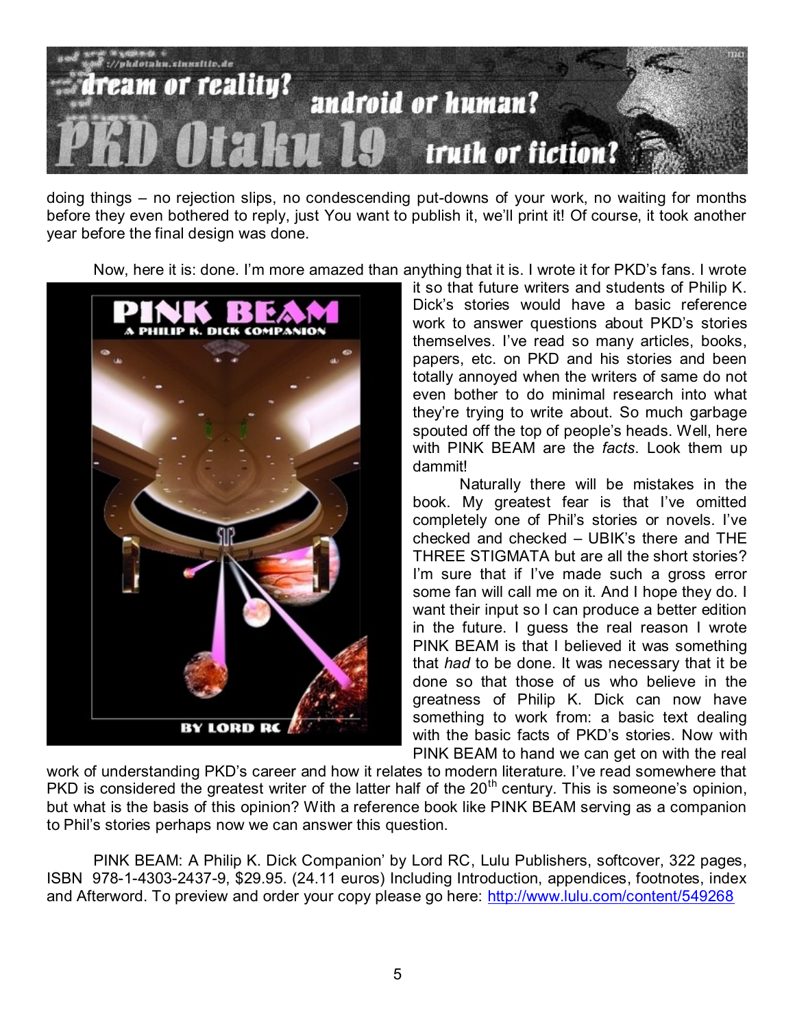doing things – no rejection slips, no condescending put-downs of your work, no waiting for months before they even bothered to reply, just You want to publish it, we'll print it! Of course, it took another year before the final design was done.

Now, here it is: done. I'm more amazed than anything that it is. I wrote it for PKD's fans. I wrote it so that future writers and students of Philip K. Dick's stories would have a basic reference work to answer questions about PKD's stories themselves. I've read so many articles, books, papers, etc. on PKD and his stories and been totally annoyed when the writers of same do not even bother to do minimal research into what they're trying to write about. So much garbage spouted off the top of people's heads. Well, here with PINK BEAM are the *facts*. Look them up dammit!

Naturally there will be mistakes in the book. My greatest fear is that I've omitted completely one of Phil's stories or novels. I've checked and checked – UBIK's there and THE THREE STIGMATA but are all the short stories? I'm sure that if I've made such a gross error some fan will call me on it. And I hope they do. I want their input so I can produce a better edition in the future. I guess the real reason I wrote PINK BEAM is that I believed it was something that *had* to be done. It was necessary that it be done so that those of us who believe in the greatness of Philip K. Dick can now have something to work from: a basic text dealing with the basic facts of PKD's stories. Now with PINK BEAM to hand we can get on with the real work of understanding PKD's career and how it relates to modern literature. I've read somewhere that PKD is considered the greatest writer of the latter half of the 20th century. This is someone's opinion, but what is the basis of this opinion? With a reference book like PINK BEAM serving as a companion to Phil's stories perhaps now we can answer this question.

PINK BEAM: A Philip K. Dick Companion' by Lord RC, Lulu Publishers, softcover, 322 pages, ISBN 978-1-4303-2437-9, $29.95. (24.11 euros) Including Introduction, appendices, footnotes, index and Afterword. To preview and order your copy please go here: http://www.lulu.com/content/549268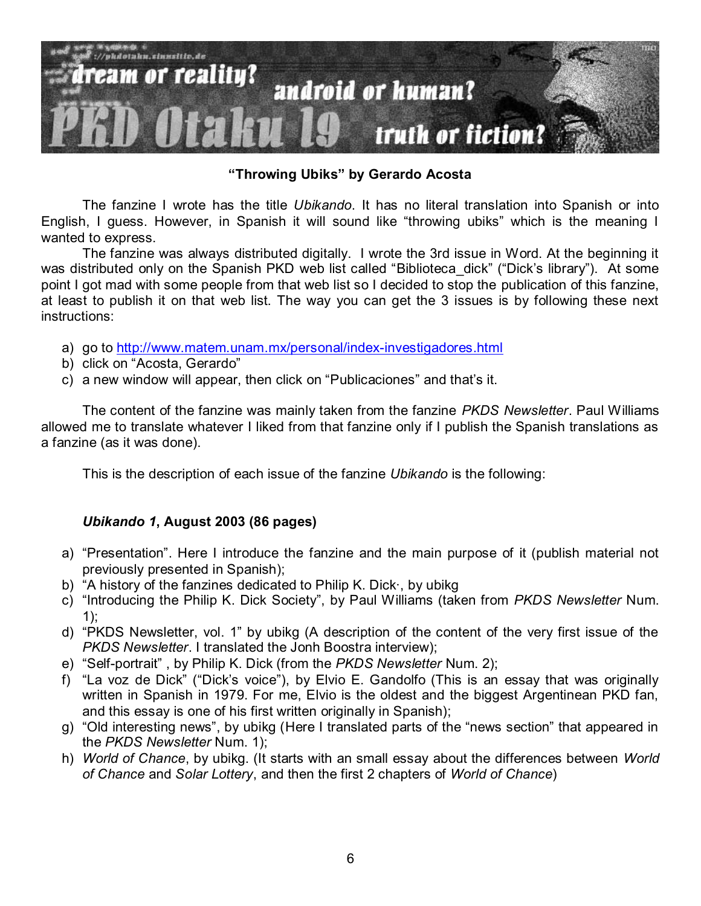**"Throwing Ubiks" by Gerardo Acosta**

The fanzine I wrote has the title *Ubikando*. It has no literal translation into Spanish or into English, I guess. However, in Spanish it will sound like "throwing ubiks" which is the meaning I wanted to express.

The fanzine was always distributed digitally. I wrote the 3rd issue in Word. At the beginning it was distributed only on the Spanish PKD web list called "Biblioteca_dick" ("Dick's library"). At some point I got mad with some people from that web list so I decided to stop the publication of this fanzine, at least to publish it on that web list. The way you can get the 3 issues is by following these next instructions:

a) go to http://www.matem.unam.mx/personal/index-investigadores.html
b) click on "Acosta, Gerardo"
c) a new window will appear, then click on "Publicaciones" and that's it.

The content of the fanzine was mainly taken from the fanzine *PKDS Newsletter*. Paul Williams allowed me to translate whatever I liked from that fanzine only if I publish the Spanish translations as a fanzine (as it was done).

This is the description of each issue of the fanzine *Ubikando* is the following:

***Ubikando 1*, August 2003 (86 pages)**

a) "Presentation". Here I introduce the fanzine and the main purpose of it (publish material not previously presented in Spanish);
b) "A history of the fanzines dedicated to Philip K. Dick·, by ubikg
c) "Introducing the Philip K. Dick Society", by Paul Williams (taken from *PKDS Newsletter* Num. 1);
d) "PKDS Newsletter, vol. 1" by ubikg (A description of the content of the very first issue of the *PKDS Newsletter*. I translated the Jonh Boostra interview);
e) "Self-portrait" , by Philip K. Dick (from the *PKDS Newsletter* Num. 2);
f) "La voz de Dick" ("Dick's voice"), by Elvio E. Gandolfo (This is an essay that was originally written in Spanish in 1979. For me, Elvio is the oldest and the biggest Argentinean PKD fan, and this essay is one of his first written originally in Spanish);
g) "Old interesting news", by ubikg (Here I translated parts of the "news section" that appeared in the *PKDS Newsletter* Num. 1);
h) *World of Chance*, by ubikg. (It starts with an small essay about the differences between *World of Chance* and *Solar Lottery*, and then the first 2 chapters of *World of Chance*)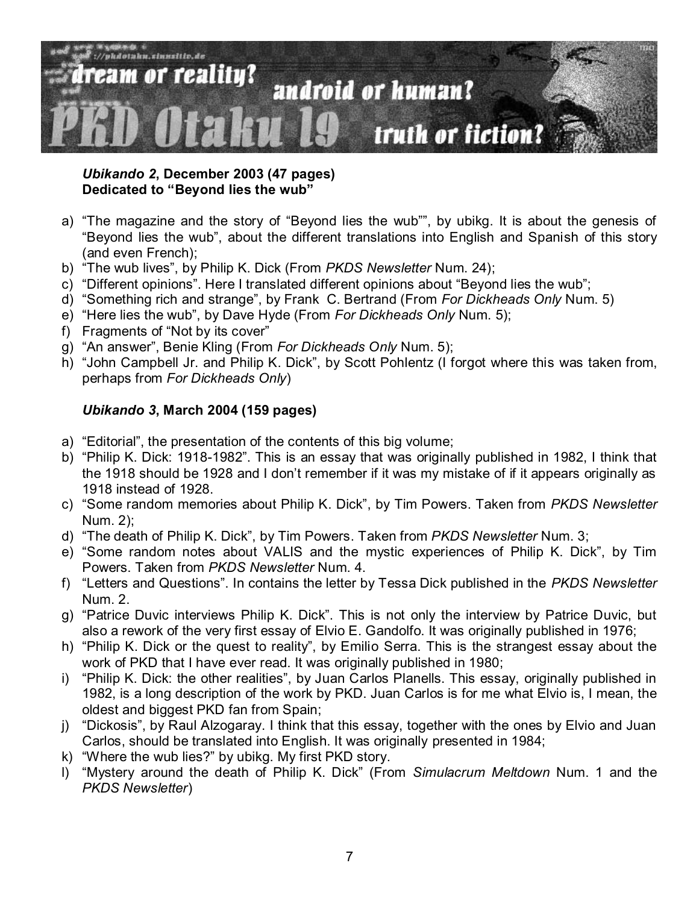***Ubikando 2*, December 2003 (47 pages)**
**Dedicated to "Beyond lies the wub"**

a) "The magazine and the story of "Beyond lies the wub"", by ubikg. It is about the genesis of "Beyond lies the wub", about the different translations into English and Spanish of this story (and even French);
b) "The wub lives", by Philip K. Dick (From *PKDS Newsletter* Num. 24);
c) "Different opinions". Here I translated different opinions about "Beyond lies the wub";
d) "Something rich and strange", by Frank C. Bertrand (From *For Dickheads Only* Num. 5)
e) "Here lies the wub", by Dave Hyde (From *For Dickheads Only* Num. 5);
f) Fragments of "Not by its cover"
g) "An answer", Benie Kling (From *For Dickheads Only* Num. 5);
h) "John Campbell Jr. and Philip K. Dick", by Scott Pohlentz (I forgot where this was taken from, perhaps from *For Dickheads Only*)

***Ubikando 3*, March 2004 (159 pages)**

a) "Editorial", the presentation of the contents of this big volume;
b) "Philip K. Dick: 1918-1982". This is an essay that was originally published in 1982, I think that the 1918 should be 1928 and I don't remember if it was my mistake of if it appears originally as 1918 instead of 1928.
c) "Some random memories about Philip K. Dick", by Tim Powers. Taken from *PKDS Newsletter* Num. 2);
d) "The death of Philip K. Dick", by Tim Powers. Taken from *PKDS Newsletter* Num. 3;
e) "Some random notes about VALIS and the mystic experiences of Philip K. Dick", by Tim Powers. Taken from *PKDS Newsletter* Num. 4.
f) "Letters and Questions". In contains the letter by Tessa Dick published in the *PKDS Newsletter* Num. 2.
g) "Patrice Duvic interviews Philip K. Dick". This is not only the interview by Patrice Duvic, but also a rework of the very first essay of Elvio E. Gandolfo. It was originally published in 1976;
h) "Philip K. Dick or the quest to reality", by Emilio Serra. This is the strangest essay about the work of PKD that I have ever read. It was originally published in 1980;
i) "Philip K. Dick: the other realities", by Juan Carlos Planells. This essay, originally published in 1982, is a long description of the work by PKD. Juan Carlos is for me what Elvio is, I mean, the oldest and biggest PKD fan from Spain;
j) "Dickosis", by Raul Alzogaray. I think that this essay, together with the ones by Elvio and Juan Carlos, should be translated into English. It was originally presented in 1984;
k) "Where the wub lies?" by ubikg. My first PKD story.
l) "Mystery around the death of Philip K. Dick" (From *Simulacrum Meltdown* Num. 1 and the *PKDS Newsletter*)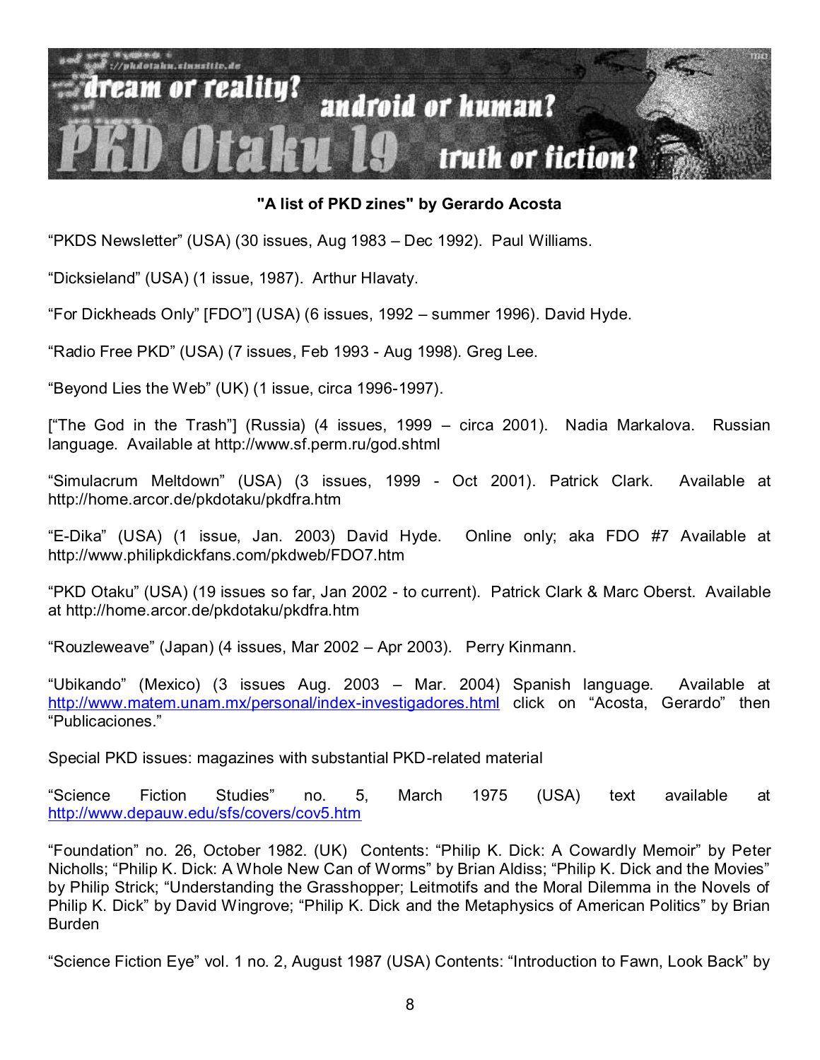**"A list of PKD zines" by Gerardo Acosta**

“PKDS Newsletter” (USA) (30 issues, Aug 1983 – Dec 1992). Paul Williams.

“Dicksieland” (USA) (1 issue, 1987). Arthur Hlavaty.

“For Dickheads Only” [FDO”] (USA) (6 issues, 1992 – summer 1996). David Hyde.

“Radio Free PKD” (USA) (7 issues, Feb 1993 - Aug 1998). Greg Lee.

“Beyond Lies the Web” (UK) (1 issue, circa 1996-1997).

[“The God in the Trash”] (Russia) (4 issues, 1999 – circa 2001). Nadia Markalova. Russian language. Available at http://www.sf.perm.ru/god.shtml

“Simulacrum Meltdown” (USA) (3 issues, 1999 - Oct 2001). Patrick Clark. Available at http://home.arcor.de/pkdotaku/pkdfra.htm

“E-Dika” (USA) (1 issue, Jan. 2003) David Hyde. Online only; aka FDO #7 Available at http://www.philipkdickfans.com/pkdweb/FDO7.htm

“PKD Otaku” (USA) (19 issues so far, Jan 2002 - to current). Patrick Clark & Marc Oberst. Available at http://home.arcor.de/pkdotaku/pkdfra.htm

“Rouzleweave” (Japan) (4 issues, Mar 2002 – Apr 2003). Perry Kinmann.

“Ubikando” (Mexico) (3 issues Aug. 2003 – Mar. 2004) Spanish language. Available at http://www.matem.unam.mx/personal/index-investigadores.html click on “Acosta, Gerardo” then “Publicaciones.”

Special PKD issues: magazines with substantial PKD-related material

“Science Fiction Studies” no. 5, March 1975 (USA) text available at http://www.depauw.edu/sfs/covers/cov5.htm

“Foundation” no. 26, October 1982. (UK) Contents: “Philip K. Dick: A Cowardly Memoir” by Peter Nicholls; “Philip K. Dick: A Whole New Can of Worms” by Brian Aldiss; “Philip K. Dick and the Movies” by Philip Strick; “Understanding the Grasshopper; Leitmotifs and the Moral Dilemma in the Novels of Philip K. Dick” by David Wingrove; “Philip K. Dick and the Metaphysics of American Politics” by Brian Burden

“Science Fiction Eye” vol. 1 no. 2, August 1987 (USA) Contents: “Introduction to Fawn, Look Back” by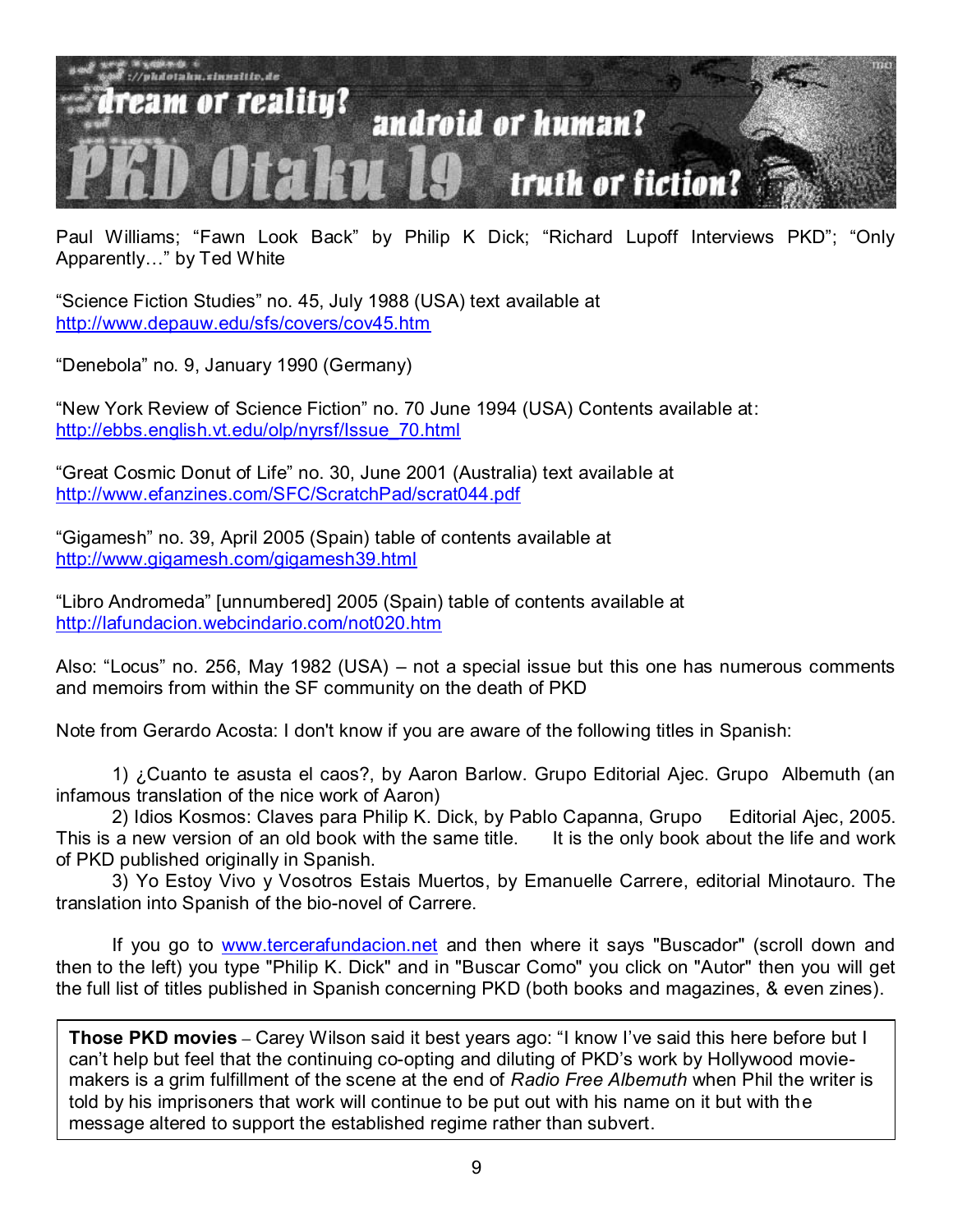Paul Williams; "Fawn Look Back" by Philip K Dick; "Richard Lupoff Interviews PKD"; "Only Apparently…" by Ted White

"Science Fiction Studies" no. 45, July 1988 (USA) text available at http://www.depauw.edu/sfs/covers/cov45.htm

"Denebola" no. 9, January 1990 (Germany)

"New York Review of Science Fiction" no. 70 June 1994 (USA) Contents available at: http://ebbs.english.vt.edu/olp/nyrsf/Issue_70.html

"Great Cosmic Donut of Life" no. 30, June 2001 (Australia) text available at http://www.efanzines.com/SFC/ScratchPad/scrat044.pdf

"Gigamesh" no. 39, April 2005 (Spain) table of contents available at http://www.gigamesh.com/gigamesh39.html

"Libro Andromeda" [unnumbered] 2005 (Spain) table of contents available at http://lafundacion.webcindario.com/not020.htm

Also: "Locus" no. 256, May 1982 (USA) – not a special issue but this one has numerous comments and memoirs from within the SF community on the death of PKD

Note from Gerardo Acosta: I don't know if you are aware of the following titles in Spanish:

1) ¿Cuanto te asusta el caos?, by Aaron Barlow. Grupo Editorial Ajec. Grupo Albemuth (an infamous translation of the nice work of Aaron)
2) Idios Kosmos: Claves para Philip K. Dick, by Pablo Capanna, Grupo Editorial Ajec, 2005. This is a new version of an old book with the same title. It is the only book about the life and work of PKD published originally in Spanish.
3) Yo Estoy Vivo y Vosotros Estais Muertos, by Emanuelle Carrere, editorial Minotauro. The translation into Spanish of the bio-novel of Carrere.

If you go to www.tercerafundacion.net and then where it says "Buscador" (scroll down and then to the left) you type "Philip K. Dick" and in "Buscar Como" you click on "Autor" then you will get the full list of titles published in Spanish concerning PKD (both books and magazines, & even zines).

**Those PKD movies** – Carey Wilson said it best years ago: "I know I've said this here before but I can't help but feel that the continuing co-opting and diluting of PKD's work by Hollywood movie-makers is a grim fulfillment of the scene at the end of *Radio Free Albemuth* when Phil the writer is told by his imprisoners that work will continue to be put out with his name on it but with the message altered to support the established regime rather than subvert.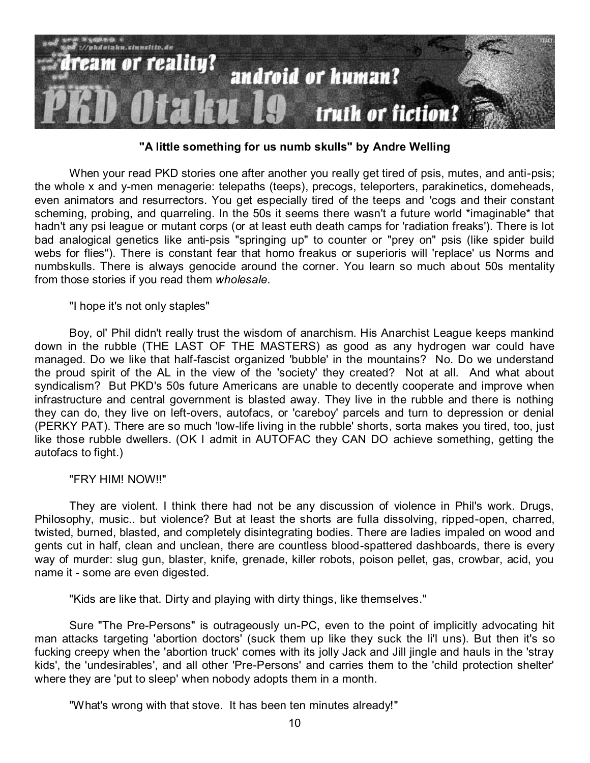**"A little something for us numb skulls" by Andre Welling**

When your read PKD stories one after another you really get tired of psis, mutes, and anti-psis; the whole x and y-men menagerie: telepaths (teeps), precogs, teleporters, parakinetics, domeheads, even animators and resurrectors. You get especially tired of the teeps and 'cogs and their constant scheming, probing, and quarreling. In the 50s it seems there wasn't a future world *imaginable* that hadn't any psi league or mutant corps (or at least euth death camps for 'radiation freaks'). There is lot bad analogical genetics like anti-psis "springing up" to counter or "prey on" psis (like spider build webs for flies"). There is constant fear that homo freakus or superioris will 'replace' us Norms and numbskulls. There is always genocide around the corner. You learn so much about 50s mentality from those stories if you read them *wholesale*.

"I hope it's not only staples"

Boy, ol' Phil didn't really trust the wisdom of anarchism. His Anarchist League keeps mankind down in the rubble (THE LAST OF THE MASTERS) as good as any hydrogen war could have managed. Do we like that half-fascist organized 'bubble' in the mountains? No. Do we understand the proud spirit of the AL in the view of the 'society' they created? Not at all. And what about syndicalism? But PKD's 50s future Americans are unable to decently cooperate and improve when infrastructure and central government is blasted away. They live in the rubble and there is nothing they can do, they live on left-overs, autofacs, or 'careboy' parcels and turn to depression or denial (PERKY PAT). There are so much 'low-life living in the rubble' shorts, sorta makes you tired, too, just like those rubble dwellers. (OK I admit in AUTOFAC they CAN DO achieve something, getting the autofacs to fight.)

"FRY HIM! NOW!!"

They are violent. I think there had not be any discussion of violence in Phil's work. Drugs, Philosophy, music.. but violence? But at least the shorts are fulla dissolving, ripped-open, charred, twisted, burned, blasted, and completely disintegrating bodies. There are ladies impaled on wood and gents cut in half, clean and unclean, there are countless blood-spattered dashboards, there is every way of murder: slug gun, blaster, knife, grenade, killer robots, poison pellet, gas, crowbar, acid, you name it - some are even digested.

"Kids are like that. Dirty and playing with dirty things, like themselves."

Sure "The Pre-Persons" is outrageously un-PC, even to the point of implicitly advocating hit man attacks targeting 'abortion doctors' (suck them up like they suck the li'l uns). But then it's so fucking creepy when the 'abortion truck' comes with its jolly Jack and Jill jingle and hauls in the 'stray kids', the 'undesirables', and all other 'Pre-Persons' and carries them to the 'child protection shelter' where they are 'put to sleep' when nobody adopts them in a month.

"What's wrong with that stove. It has been ten minutes already!"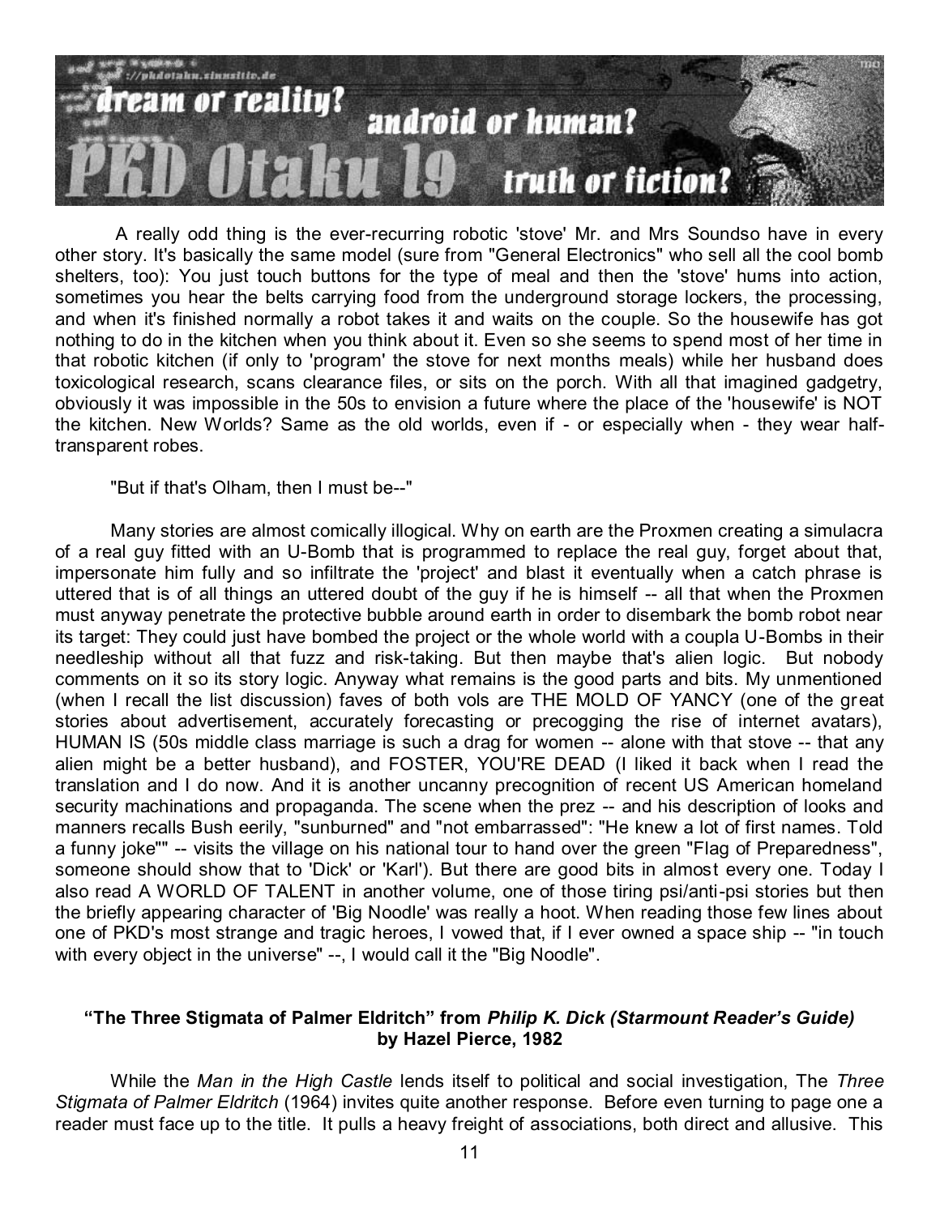A really odd thing is the ever-recurring robotic 'stove' Mr. and Mrs Soundso have in every other story. It's basically the same model (sure from "General Electronics" who sell all the cool bomb shelters, too): You just touch buttons for the type of meal and then the 'stove' hums into action, sometimes you hear the belts carrying food from the underground storage lockers, the processing, and when it's finished normally a robot takes it and waits on the couple. So the housewife has got nothing to do in the kitchen when you think about it. Even so she seems to spend most of her time in that robotic kitchen (if only to 'program' the stove for next months meals) while her husband does toxicological research, scans clearance files, or sits on the porch. With all that imagined gadgetry, obviously it was impossible in the 50s to envision a future where the place of the 'housewife' is NOT the kitchen. New Worlds? Same as the old worlds, even if - or especially when - they wear half-transparent robes.

"But if that's Olham, then I must be--"

Many stories are almost comically illogical. Why on earth are the Proxmen creating a simulacra of a real guy fitted with an U-Bomb that is programmed to replace the real guy, forget about that, impersonate him fully and so infiltrate the 'project' and blast it eventually when a catch phrase is uttered that is of all things an uttered doubt of the guy if he is himself -- all that when the Proxmen must anyway penetrate the protective bubble around earth in order to disembark the bomb robot near its target: They could just have bombed the project or the whole world with a coupla U-Bombs in their needleship without all that fuzz and risk-taking. But then maybe that's alien logic. But nobody comments on it so its story logic. Anyway what remains is the good parts and bits. My unmentioned (when I recall the list discussion) faves of both vols are THE MOLD OF YANCY (one of the great stories about advertisement, accurately forecasting or precogging the rise of internet avatars), HUMAN IS (50s middle class marriage is such a drag for women -- alone with that stove -- that any alien might be a better husband), and FOSTER, YOU'RE DEAD (I liked it back when I read the translation and I do now. And it is another uncanny precognition of recent US American homeland security machinations and propaganda. The scene when the prez -- and his description of looks and manners recalls Bush eerily, "sunburned" and "not embarrassed": "He knew a lot of first names. Told a funny joke"" -- visits the village on his national tour to hand over the green "Flag of Preparedness", someone should show that to 'Dick' or 'Karl'). But there are good bits in almost every one. Today I also read A WORLD OF TALENT in another volume, one of those tiring psi/anti-psi stories but then the briefly appearing character of 'Big Noodle' was really a hoot. When reading those few lines about one of PKD's most strange and tragic heroes, I vowed that, if I ever owned a space ship -- "in touch with every object in the universe" --, I would call it the "Big Noodle".

### "The Three Stigmata of Palmer Eldritch" from *Philip K. Dick (Starmount Reader's Guide)* by Hazel Pierce, 1982

While the *Man in the High Castle* lends itself to political and social investigation, The *Three Stigmata of Palmer Eldritch* (1964) invites quite another response. Before even turning to page one a reader must face up to the title. It pulls a heavy freight of associations, both direct and allusive. This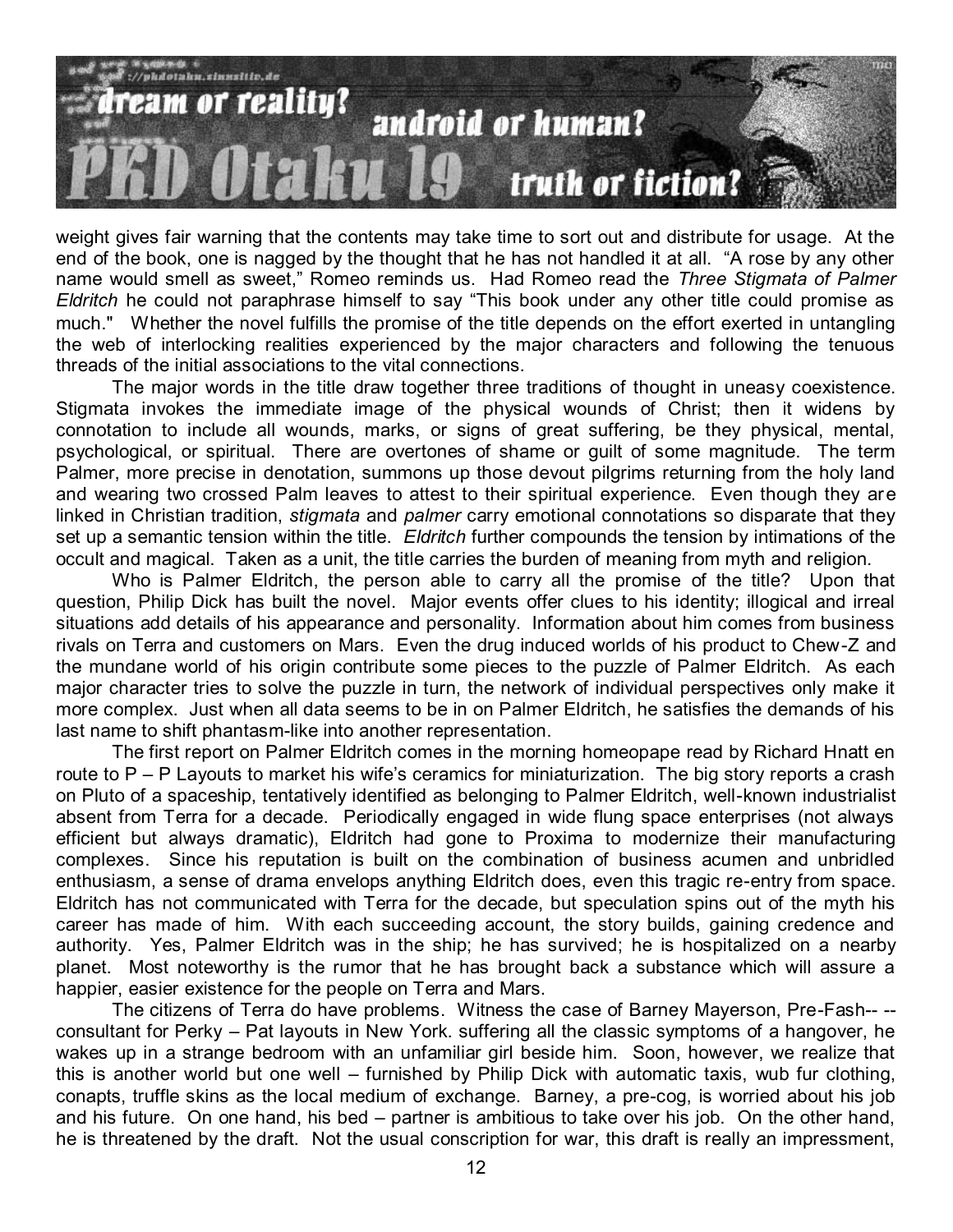weight gives fair warning that the contents may take time to sort out and distribute for usage. At the end of the book, one is nagged by the thought that he has not handled it at all. "A rose by any other name would smell as sweet," Romeo reminds us. Had Romeo read the *Three Stigmata of Palmer Eldritch* he could not paraphrase himself to say "This book under any other title could promise as much." Whether the novel fulfills the promise of the title depends on the effort exerted in untangling the web of interlocking realities experienced by the major characters and following the tenuous threads of the initial associations to the vital connections.

The major words in the title draw together three traditions of thought in uneasy coexistence. Stigmata invokes the immediate image of the physical wounds of Christ; then it widens by connotation to include all wounds, marks, or signs of great suffering, be they physical, mental, psychological, or spiritual. There are overtones of shame or guilt of some magnitude. The term Palmer, more precise in denotation, summons up those devout pilgrims returning from the holy land and wearing two crossed Palm leaves to attest to their spiritual experience. Even though they are linked in Christian tradition, *stigmata* and *palmer* carry emotional connotations so disparate that they set up a semantic tension within the title. *Eldritch* further compounds the tension by intimations of the occult and magical. Taken as a unit, the title carries the burden of meaning from myth and religion.

Who is Palmer Eldritch, the person able to carry all the promise of the title? Upon that question, Philip Dick has built the novel. Major events offer clues to his identity; illogical and irreal situations add details of his appearance and personality. Information about him comes from business rivals on Terra and customers on Mars. Even the drug induced worlds of his product to Chew-Z and the mundane world of his origin contribute some pieces to the puzzle of Palmer Eldritch. As each major character tries to solve the puzzle in turn, the network of individual perspectives only make it more complex. Just when all data seems to be in on Palmer Eldritch, he satisfies the demands of his last name to shift phantasm-like into another representation.

The first report on Palmer Eldritch comes in the morning homeopape read by Richard Hnatt en route to P – P Layouts to market his wife's ceramics for miniaturization. The big story reports a crash on Pluto of a spaceship, tentatively identified as belonging to Palmer Eldritch, well-known industrialist absent from Terra for a decade. Periodically engaged in wide flung space enterprises (not always efficient but always dramatic), Eldritch had gone to Proxima to modernize their manufacturing complexes. Since his reputation is built on the combination of business acumen and unbridled enthusiasm, a sense of drama envelops anything Eldritch does, even this tragic re-entry from space. Eldritch has not communicated with Terra for the decade, but speculation spins out of the myth his career has made of him. With each succeeding account, the story builds, gaining credence and authority. Yes, Palmer Eldritch was in the ship; he has survived; he is hospitalized on a nearby planet. Most noteworthy is the rumor that he has brought back a substance which will assure a happier, easier existence for the people on Terra and Mars.

The citizens of Terra do have problems. Witness the case of Barney Mayerson, Pre-Fash-- --consultant for Perky – Pat layouts in New York. suffering all the classic symptoms of a hangover, he wakes up in a strange bedroom with an unfamiliar girl beside him. Soon, however, we realize that this is another world but one well – furnished by Philip Dick with automatic taxis, wub fur clothing, conapts, truffle skins as the local medium of exchange. Barney, a pre-cog, is worried about his job and his future. On one hand, his bed – partner is ambitious to take over his job. On the other hand, he is threatened by the draft. Not the usual conscription for war, this draft is really an impressment,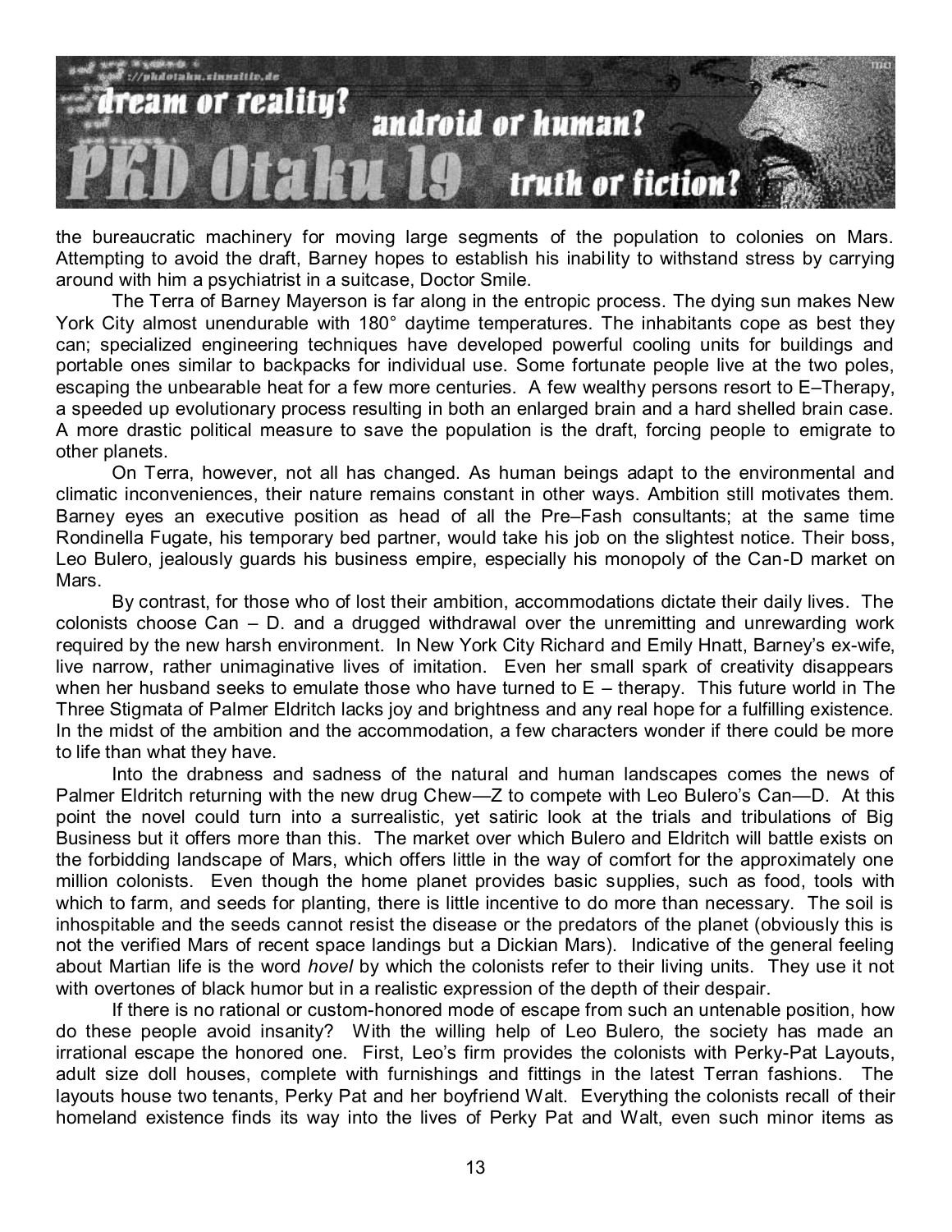the bureaucratic machinery for moving large segments of the population to colonies on Mars. Attempting to avoid the draft, Barney hopes to establish his inability to withstand stress by carrying around with him a psychiatrist in a suitcase, Doctor Smile.

The Terra of Barney Mayerson is far along in the entropic process. The dying sun makes New York City almost unendurable with 180° daytime temperatures. The inhabitants cope as best they can; specialized engineering techniques have developed powerful cooling units for buildings and portable ones similar to backpacks for individual use. Some fortunate people live at the two poles, escaping the unbearable heat for a few more centuries. A few wealthy persons resort to E–Therapy, a speeded up evolutionary process resulting in both an enlarged brain and a hard shelled brain case. A more drastic political measure to save the population is the draft, forcing people to emigrate to other planets.

On Terra, however, not all has changed. As human beings adapt to the environmental and climatic inconveniences, their nature remains constant in other ways. Ambition still motivates them. Barney eyes an executive position as head of all the Pre–Fash consultants; at the same time Rondinella Fugate, his temporary bed partner, would take his job on the slightest notice. Their boss, Leo Bulero, jealously guards his business empire, especially his monopoly of the Can-D market on Mars.

By contrast, for those who of lost their ambition, accommodations dictate their daily lives. The colonists choose Can – D. and a drugged withdrawal over the unremitting and unrewarding work required by the new harsh environment. In New York City Richard and Emily Hnatt, Barney's ex-wife, live narrow, rather unimaginative lives of imitation. Even her small spark of creativity disappears when her husband seeks to emulate those who have turned to E – therapy. This future world in The Three Stigmata of Palmer Eldritch lacks joy and brightness and any real hope for a fulfilling existence. In the midst of the ambition and the accommodation, a few characters wonder if there could be more to life than what they have.

Into the drabness and sadness of the natural and human landscapes comes the news of Palmer Eldritch returning with the new drug Chew—Z to compete with Leo Bulero's Can—D. At this point the novel could turn into a surrealistic, yet satiric look at the trials and tribulations of Big Business but it offers more than this. The market over which Bulero and Eldritch will battle exists on the forbidding landscape of Mars, which offers little in the way of comfort for the approximately one million colonists. Even though the home planet provides basic supplies, such as food, tools with which to farm, and seeds for planting, there is little incentive to do more than necessary. The soil is inhospitable and the seeds cannot resist the disease or the predators of the planet (obviously this is not the verified Mars of recent space landings but a Dickian Mars). Indicative of the general feeling about Martian life is the word *hovel* by which the colonists refer to their living units. They use it not with overtones of black humor but in a realistic expression of the depth of their despair.

If there is no rational or custom-honored mode of escape from such an untenable position, how do these people avoid insanity? With the willing help of Leo Bulero, the society has made an irrational escape the honored one. First, Leo's firm provides the colonists with Perky-Pat Layouts, adult size doll houses, complete with furnishings and fittings in the latest Terran fashions. The layouts house two tenants, Perky Pat and her boyfriend Walt. Everything the colonists recall of their homeland existence finds its way into the lives of Perky Pat and Walt, even such minor items as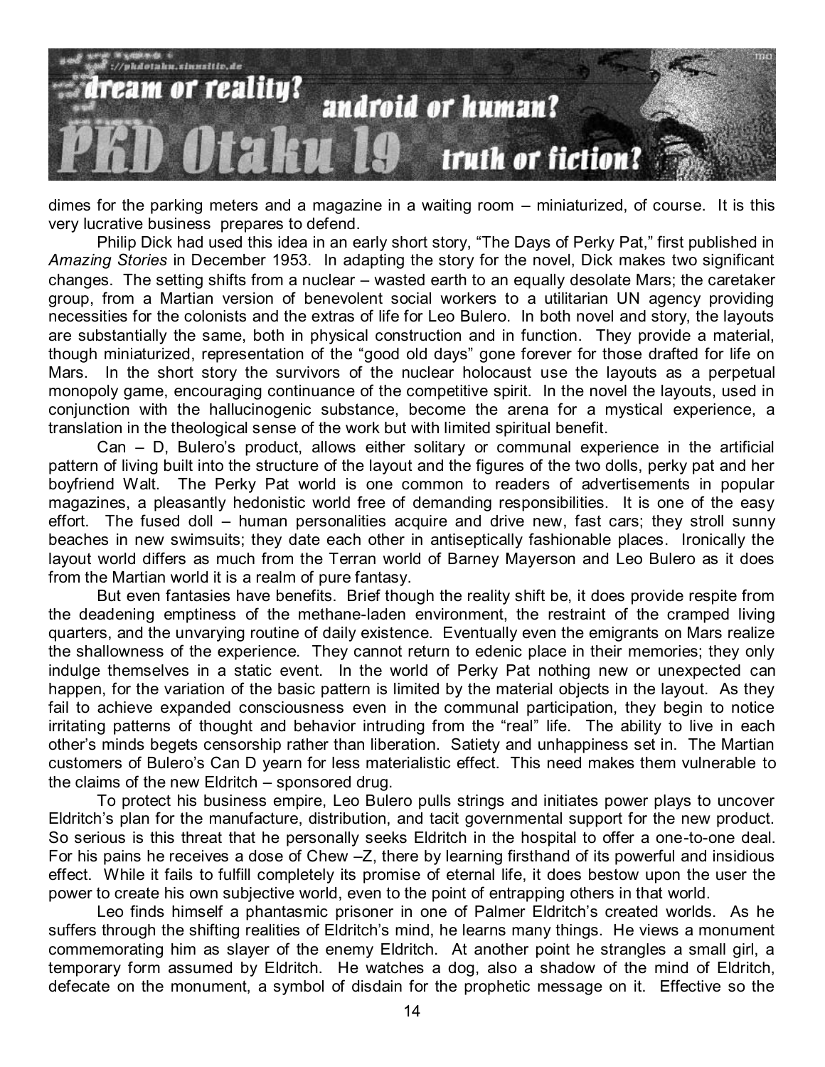dimes for the parking meters and a magazine in a waiting room – miniaturized, of course. It is this very lucrative business prepares to defend.

Philip Dick had used this idea in an early short story, "The Days of Perky Pat," first published in *Amazing Stories* in December 1953. In adapting the story for the novel, Dick makes two significant changes. The setting shifts from a nuclear – wasted earth to an equally desolate Mars; the caretaker group, from a Martian version of benevolent social workers to a utilitarian UN agency providing necessities for the colonists and the extras of life for Leo Bulero. In both novel and story, the layouts are substantially the same, both in physical construction and in function. They provide a material, though miniaturized, representation of the "good old days" gone forever for those drafted for life on Mars. In the short story the survivors of the nuclear holocaust use the layouts as a perpetual monopoly game, encouraging continuance of the competitive spirit. In the novel the layouts, used in conjunction with the hallucinogenic substance, become the arena for a mystical experience, a translation in the theological sense of the work but with limited spiritual benefit.

Can – D, Bulero's product, allows either solitary or communal experience in the artificial pattern of living built into the structure of the layout and the figures of the two dolls, perky pat and her boyfriend Walt. The Perky Pat world is one common to readers of advertisements in popular magazines, a pleasantly hedonistic world free of demanding responsibilities. It is one of the easy effort. The fused doll – human personalities acquire and drive new, fast cars; they stroll sunny beaches in new swimsuits; they date each other in antiseptically fashionable places. Ironically the layout world differs as much from the Terran world of Barney Mayerson and Leo Bulero as it does from the Martian world it is a realm of pure fantasy.

But even fantasies have benefits. Brief though the reality shift be, it does provide respite from the deadening emptiness of the methane-laden environment, the restraint of the cramped living quarters, and the unvarying routine of daily existence. Eventually even the emigrants on Mars realize the shallowness of the experience. They cannot return to edenic place in their memories; they only indulge themselves in a static event. In the world of Perky Pat nothing new or unexpected can happen, for the variation of the basic pattern is limited by the material objects in the layout. As they fail to achieve expanded consciousness even in the communal participation, they begin to notice irritating patterns of thought and behavior intruding from the "real" life. The ability to live in each other's minds begets censorship rather than liberation. Satiety and unhappiness set in. The Martian customers of Bulero's Can D yearn for less materialistic effect. This need makes them vulnerable to the claims of the new Eldritch – sponsored drug.

To protect his business empire, Leo Bulero pulls strings and initiates power plays to uncover Eldritch's plan for the manufacture, distribution, and tacit governmental support for the new product. So serious is this threat that he personally seeks Eldritch in the hospital to offer a one-to-one deal. For his pains he receives a dose of Chew –Z, there by learning firsthand of its powerful and insidious effect. While it fails to fulfill completely its promise of eternal life, it does bestow upon the user the power to create his own subjective world, even to the point of entrapping others in that world.

Leo finds himself a phantasmic prisoner in one of Palmer Eldritch's created worlds. As he suffers through the shifting realities of Eldritch's mind, he learns many things. He views a monument commemorating him as slayer of the enemy Eldritch. At another point he strangles a small girl, a temporary form assumed by Eldritch. He watches a dog, also a shadow of the mind of Eldritch, defecate on the monument, a symbol of disdain for the prophetic message on it. Effective so the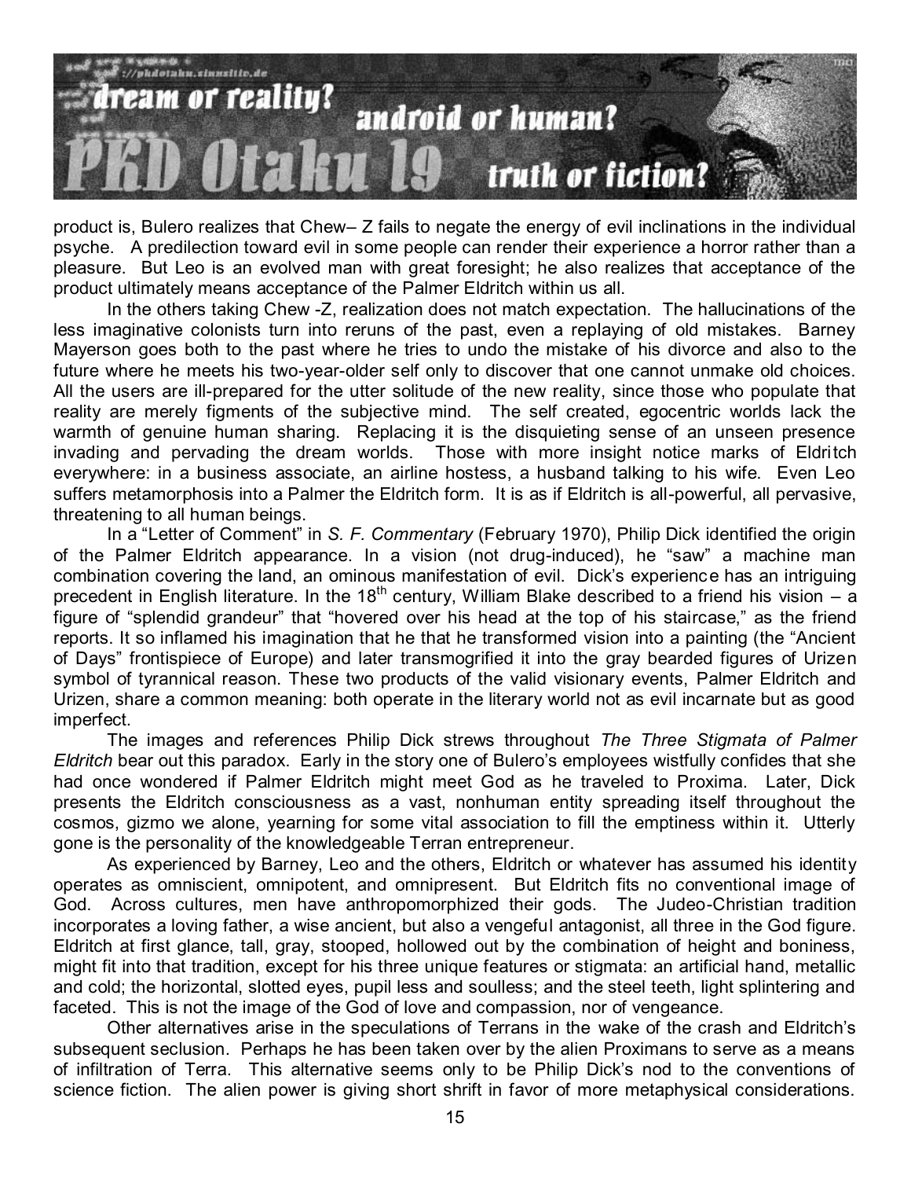product is, Bulero realizes that Chew– Z fails to negate the energy of evil inclinations in the individual psyche. A predilection toward evil in some people can render their experience a horror rather than a pleasure. But Leo is an evolved man with great foresight; he also realizes that acceptance of the product ultimately means acceptance of the Palmer Eldritch within us all.

In the others taking Chew -Z, realization does not match expectation. The hallucinations of the less imaginative colonists turn into reruns of the past, even a replaying of old mistakes. Barney Mayerson goes both to the past where he tries to undo the mistake of his divorce and also to the future where he meets his two-year-older self only to discover that one cannot unmake old choices. All the users are ill-prepared for the utter solitude of the new reality, since those who populate that reality are merely figments of the subjective mind. The self created, egocentric worlds lack the warmth of genuine human sharing. Replacing it is the disquieting sense of an unseen presence invading and pervading the dream worlds. Those with more insight notice marks of Eldritch everywhere: in a business associate, an airline hostess, a husband talking to his wife. Even Leo suffers metamorphosis into a Palmer the Eldritch form. It is as if Eldritch is all-powerful, all pervasive, threatening to all human beings.

In a "Letter of Comment" in *S. F. Commentary* (February 1970), Philip Dick identified the origin of the Palmer Eldritch appearance. In a vision (not drug-induced), he "saw" a machine man combination covering the land, an ominous manifestation of evil. Dick's experience has an intriguing precedent in English literature. In the 18th century, William Blake described to a friend his vision – a figure of "splendid grandeur" that "hovered over his head at the top of his staircase," as the friend reports. It so inflamed his imagination that he that he transformed vision into a painting (the "Ancient of Days" frontispiece of Europe) and later transmogrified it into the gray bearded figures of Urizen symbol of tyrannical reason. These two products of the valid visionary events, Palmer Eldritch and Urizen, share a common meaning: both operate in the literary world not as evil incarnate but as good imperfect.

The images and references Philip Dick strews throughout *The Three Stigmata of Palmer Eldritch* bear out this paradox. Early in the story one of Bulero's employees wistfully confides that she had once wondered if Palmer Eldritch might meet God as he traveled to Proxima. Later, Dick presents the Eldritch consciousness as a vast, nonhuman entity spreading itself throughout the cosmos, gizmo we alone, yearning for some vital association to fill the emptiness within it. Utterly gone is the personality of the knowledgeable Terran entrepreneur.

As experienced by Barney, Leo and the others, Eldritch or whatever has assumed his identity operates as omniscient, omnipotent, and omnipresent. But Eldritch fits no conventional image of God. Across cultures, men have anthropomorphized their gods. The Judeo-Christian tradition incorporates a loving father, a wise ancient, but also a vengeful antagonist, all three in the God figure. Eldritch at first glance, tall, gray, stooped, hollowed out by the combination of height and boniness, might fit into that tradition, except for his three unique features or stigmata: an artificial hand, metallic and cold; the horizontal, slotted eyes, pupil less and soulless; and the steel teeth, light splintering and faceted. This is not the image of the God of love and compassion, nor of vengeance.

Other alternatives arise in the speculations of Terrans in the wake of the crash and Eldritch's subsequent seclusion. Perhaps he has been taken over by the alien Proximans to serve as a means of infiltration of Terra. This alternative seems only to be Philip Dick's nod to the conventions of science fiction. The alien power is giving short shrift in favor of more metaphysical considerations.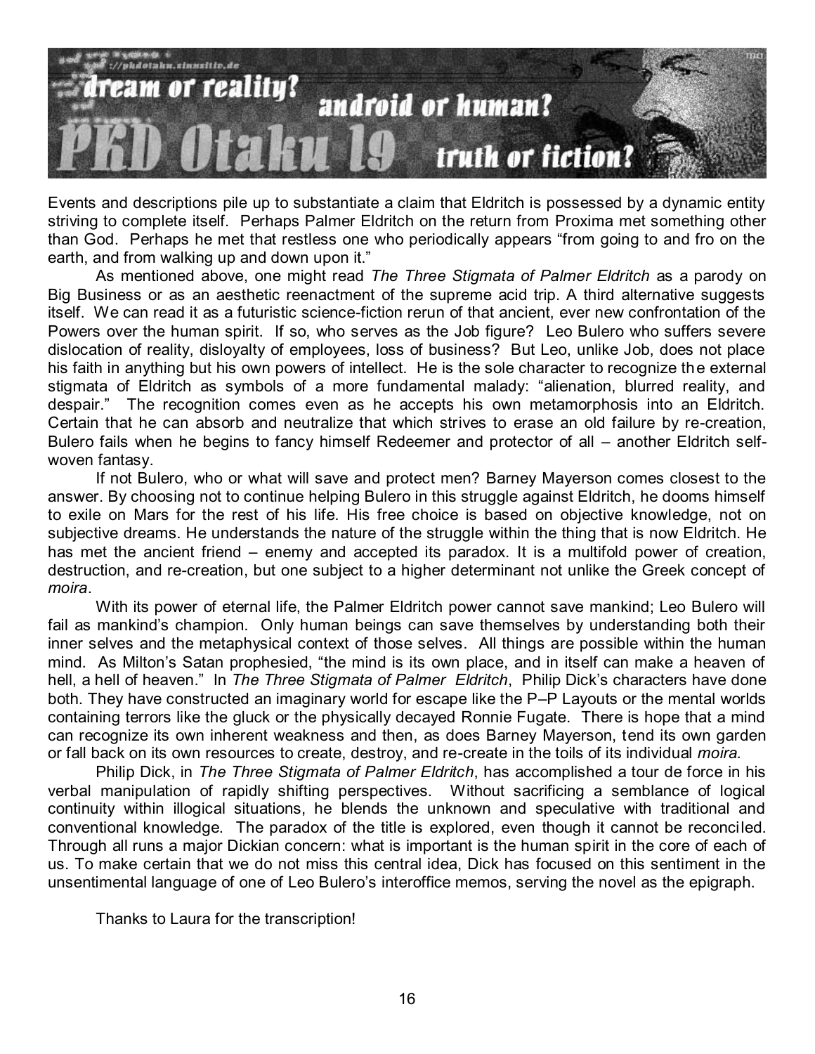Events and descriptions pile up to substantiate a claim that Eldritch is possessed by a dynamic entity striving to complete itself. Perhaps Palmer Eldritch on the return from Proxima met something other than God. Perhaps he met that restless one who periodically appears "from going to and fro on the earth, and from walking up and down upon it."

As mentioned above, one might read *The Three Stigmata of Palmer Eldritch* as a parody on Big Business or as an aesthetic reenactment of the supreme acid trip. A third alternative suggests itself. We can read it as a futuristic science-fiction rerun of that ancient, ever new confrontation of the Powers over the human spirit. If so, who serves as the Job figure? Leo Bulero who suffers severe dislocation of reality, disloyalty of employees, loss of business? But Leo, unlike Job, does not place his faith in anything but his own powers of intellect. He is the sole character to recognize the external stigmata of Eldritch as symbols of a more fundamental malady: "alienation, blurred reality, and despair." The recognition comes even as he accepts his own metamorphosis into an Eldritch. Certain that he can absorb and neutralize that which strives to erase an old failure by re-creation, Bulero fails when he begins to fancy himself Redeemer and protector of all – another Eldritch self-woven fantasy.

If not Bulero, who or what will save and protect men? Barney Mayerson comes closest to the answer. By choosing not to continue helping Bulero in this struggle against Eldritch, he dooms himself to exile on Mars for the rest of his life. His free choice is based on objective knowledge, not on subjective dreams. He understands the nature of the struggle within the thing that is now Eldritch. He has met the ancient friend – enemy and accepted its paradox. It is a multifold power of creation, destruction, and re-creation, but one subject to a higher determinant not unlike the Greek concept of *moira*.

With its power of eternal life, the Palmer Eldritch power cannot save mankind; Leo Bulero will fail as mankind's champion. Only human beings can save themselves by understanding both their inner selves and the metaphysical context of those selves. All things are possible within the human mind. As Milton's Satan prophesied, "the mind is its own place, and in itself can make a heaven of hell, a hell of heaven." In *The Three Stigmata of Palmer Eldritch*, Philip Dick's characters have done both. They have constructed an imaginary world for escape like the P–P Layouts or the mental worlds containing terrors like the gluck or the physically decayed Ronnie Fugate. There is hope that a mind can recognize its own inherent weakness and then, as does Barney Mayerson, tend its own garden or fall back on its own resources to create, destroy, and re-create in the toils of its individual *moira.*

Philip Dick, in *The Three Stigmata of Palmer Eldritch*, has accomplished a tour de force in his verbal manipulation of rapidly shifting perspectives. Without sacrificing a semblance of logical continuity within illogical situations, he blends the unknown and speculative with traditional and conventional knowledge. The paradox of the title is explored, even though it cannot be reconciled. Through all runs a major Dickian concern: what is important is the human spirit in the core of each of us. To make certain that we do not miss this central idea, Dick has focused on this sentiment in the unsentimental language of one of Leo Bulero's interoffice memos, serving the novel as the epigraph.

Thanks to Laura for the transcription!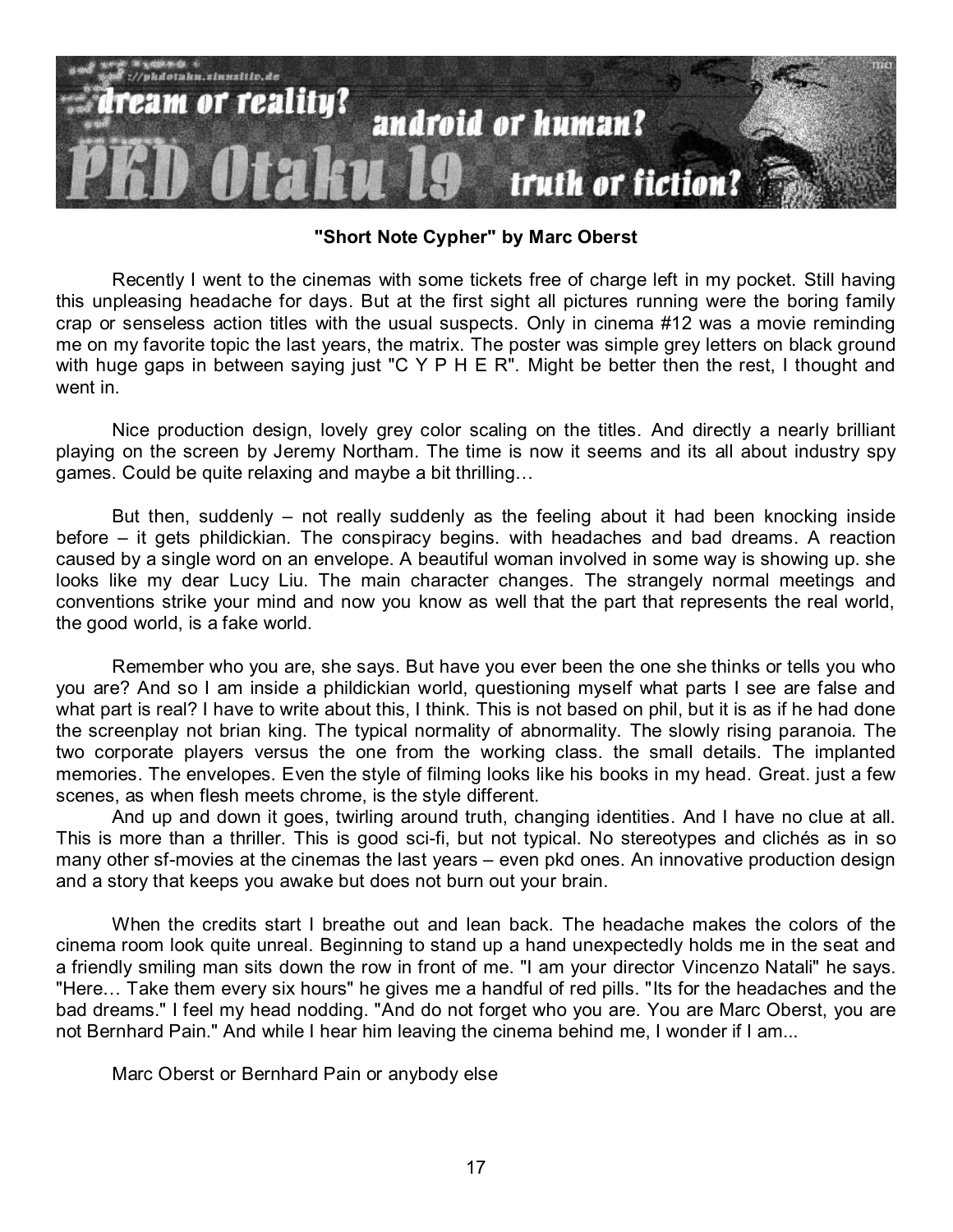**"Short Note Cypher" by Marc Oberst**

Recently I went to the cinemas with some tickets free of charge left in my pocket. Still having this unpleasing headache for days. But at the first sight all pictures running were the boring family crap or senseless action titles with the usual suspects. Only in cinema #12 was a movie reminding me on my favorite topic the last years, the matrix. The poster was simple grey letters on black ground with huge gaps in between saying just "C Y P H E R". Might be better then the rest, I thought and went in.

Nice production design, lovely grey color scaling on the titles. And directly a nearly brilliant playing on the screen by Jeremy Northam. The time is now it seems and its all about industry spy games. Could be quite relaxing and maybe a bit thrilling…

But then, suddenly – not really suddenly as the feeling about it had been knocking inside before – it gets phildickian. The conspiracy begins. with headaches and bad dreams. A reaction caused by a single word on an envelope. A beautiful woman involved in some way is showing up. she looks like my dear Lucy Liu. The main character changes. The strangely normal meetings and conventions strike your mind and now you know as well that the part that represents the real world, the good world, is a fake world.

Remember who you are, she says. But have you ever been the one she thinks or tells you who you are? And so I am inside a phildickian world, questioning myself what parts I see are false and what part is real? I have to write about this, I think. This is not based on phil, but it is as if he had done the screenplay not brian king. The typical normality of abnormality. The slowly rising paranoia. The two corporate players versus the one from the working class. the small details. The implanted memories. The envelopes. Even the style of filming looks like his books in my head. Great. just a few scenes, as when flesh meets chrome, is the style different.

And up and down it goes, twirling around truth, changing identities. And I have no clue at all. This is more than a thriller. This is good sci-fi, but not typical. No stereotypes and clichés as in so many other sf-movies at the cinemas the last years – even pkd ones. An innovative production design and a story that keeps you awake but does not burn out your brain.

When the credits start I breathe out and lean back. The headache makes the colors of the cinema room look quite unreal. Beginning to stand up a hand unexpectedly holds me in the seat and a friendly smiling man sits down the row in front of me. "I am your director Vincenzo Natali" he says. "Here… Take them every six hours" he gives me a handful of red pills. "Its for the headaches and the bad dreams." I feel my head nodding. "And do not forget who you are. You are Marc Oberst, you are not Bernhard Pain." And while I hear him leaving the cinema behind me, I wonder if I am...

Marc Oberst or Bernhard Pain or anybody else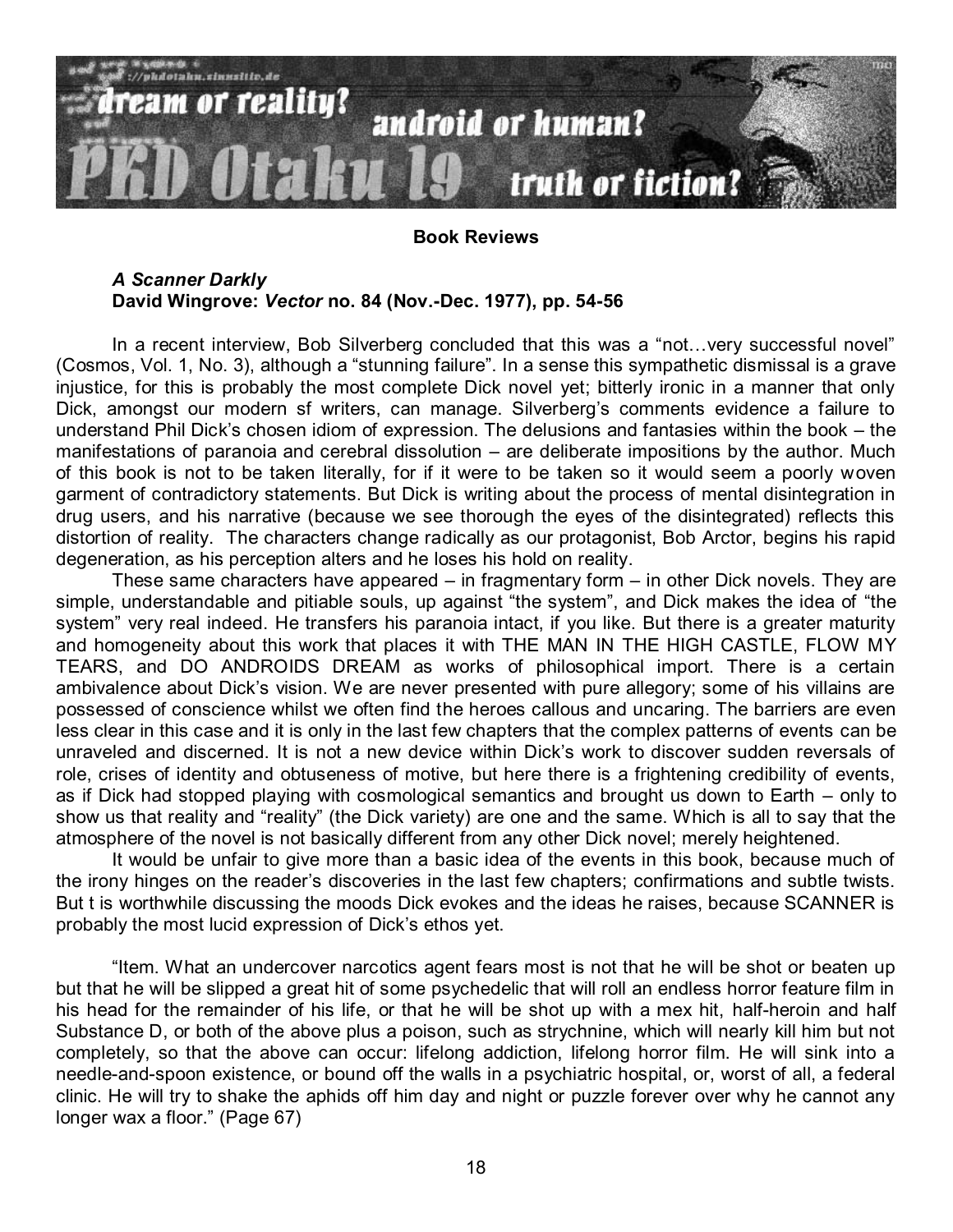## Book Reviews

### *A Scanner Darkly*
**David Wingrove: *Vector* no. 84 (Nov.-Dec. 1977), pp. 54-56**

In a recent interview, Bob Silverberg concluded that this was a "not…very successful novel" (Cosmos, Vol. 1, No. 3), although a "stunning failure". In a sense this sympathetic dismissal is a grave injustice, for this is probably the most complete Dick novel yet; bitterly ironic in a manner that only Dick, amongst our modern sf writers, can manage. Silverberg's comments evidence a failure to understand Phil Dick's chosen idiom of expression. The delusions and fantasies within the book – the manifestations of paranoia and cerebral dissolution – are deliberate impositions by the author. Much of this book is not to be taken literally, for if it were to be taken so it would seem a poorly woven garment of contradictory statements. But Dick is writing about the process of mental disintegration in drug users, and his narrative (because we see thorough the eyes of the disintegrated) reflects this distortion of reality. The characters change radically as our protagonist, Bob Arctor, begins his rapid degeneration, as his perception alters and he loses his hold on reality.

These same characters have appeared – in fragmentary form – in other Dick novels. They are simple, understandable and pitiable souls, up against "the system", and Dick makes the idea of "the system" very real indeed. He transfers his paranoia intact, if you like. But there is a greater maturity and homogeneity about this work that places it with THE MAN IN THE HIGH CASTLE, FLOW MY TEARS, and DO ANDROIDS DREAM as works of philosophical import. There is a certain ambivalence about Dick's vision. We are never presented with pure allegory; some of his villains are possessed of conscience whilst we often find the heroes callous and uncaring. The barriers are even less clear in this case and it is only in the last few chapters that the complex patterns of events can be unraveled and discerned. It is not a new device within Dick's work to discover sudden reversals of role, crises of identity and obtuseness of motive, but here there is a frightening credibility of events, as if Dick had stopped playing with cosmological semantics and brought us down to Earth – only to show us that reality and "reality" (the Dick variety) are one and the same. Which is all to say that the atmosphere of the novel is not basically different from any other Dick novel; merely heightened.

It would be unfair to give more than a basic idea of the events in this book, because much of the irony hinges on the reader's discoveries in the last few chapters; confirmations and subtle twists. But t is worthwhile discussing the moods Dick evokes and the ideas he raises, because SCANNER is probably the most lucid expression of Dick's ethos yet.

"Item. What an undercover narcotics agent fears most is not that he will be shot or beaten up but that he will be slipped a great hit of some psychedelic that will roll an endless horror feature film in his head for the remainder of his life, or that he will be shot up with a mex hit, half-heroin and half Substance D, or both of the above plus a poison, such as strychnine, which will nearly kill him but not completely, so that the above can occur: lifelong addiction, lifelong horror film. He will sink into a needle-and-spoon existence, or bound off the walls in a psychiatric hospital, or, worst of all, a federal clinic. He will try to shake the aphids off him day and night or puzzle forever over why he cannot any longer wax a floor." (Page 67)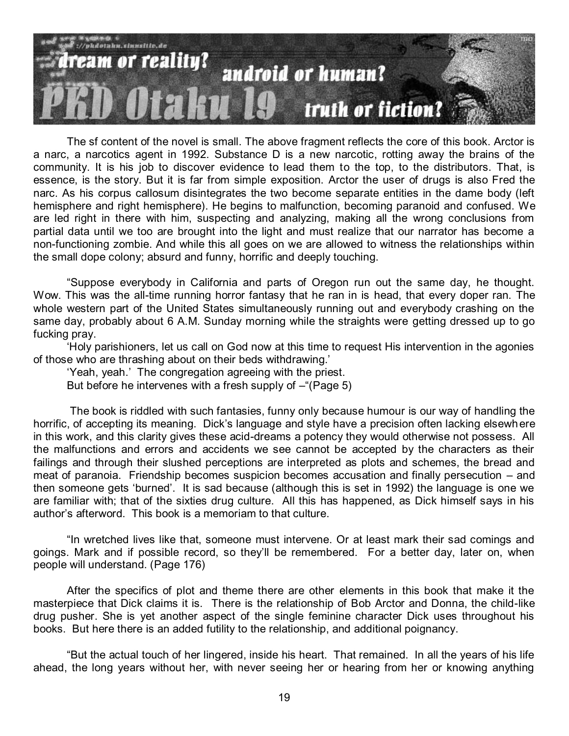The sf content of the novel is small. The above fragment reflects the core of this book. Arctor is a narc, a narcotics agent in 1992. Substance D is a new narcotic, rotting away the brains of the community. It is his job to discover evidence to lead them to the top, to the distributors. That, is essence, is the story. But it is far from simple exposition. Arctor the user of drugs is also Fred the narc. As his corpus callosum disintegrates the two become separate entities in the dame body (left hemisphere and right hemisphere). He begins to malfunction, becoming paranoid and confused. We are led right in there with him, suspecting and analyzing, making all the wrong conclusions from partial data until we too are brought into the light and must realize that our narrator has become a non-functioning zombie. And while this all goes on we are allowed to witness the relationships within the small dope colony; absurd and funny, horrific and deeply touching.

"Suppose everybody in California and parts of Oregon run out the same day, he thought. Wow. This was the all-time running horror fantasy that he ran in is head, that every doper ran. The whole western part of the United States simultaneously running out and everybody crashing on the same day, probably about 6 A.M. Sunday morning while the straights were getting dressed up to go fucking pray.

'Holy parishioners, let us call on God now at this time to request His intervention in the agonies of those who are thrashing about on their beds withdrawing.'

'Yeah, yeah.' The congregation agreeing with the priest.

But before he intervenes with a fresh supply of –"(Page 5)

The book is riddled with such fantasies, funny only because humour is our way of handling the horrific, of accepting its meaning. Dick's language and style have a precision often lacking elsewhere in this work, and this clarity gives these acid-dreams a potency they would otherwise not possess. All the malfunctions and errors and accidents we see cannot be accepted by the characters as their failings and through their slushed perceptions are interpreted as plots and schemes, the bread and meat of paranoia. Friendship becomes suspicion becomes accusation and finally persecution – and then someone gets 'burned'. It is sad because (although this is set in 1992) the language is one we are familiar with; that of the sixties drug culture. All this has happened, as Dick himself says in his author's afterword. This book is a memoriam to that culture.

"In wretched lives like that, someone must intervene. Or at least mark their sad comings and goings. Mark and if possible record, so they'll be remembered. For a better day, later on, when people will understand. (Page 176)

After the specifics of plot and theme there are other elements in this book that make it the masterpiece that Dick claims it is. There is the relationship of Bob Arctor and Donna, the child-like drug pusher. She is yet another aspect of the single feminine character Dick uses throughout his books. But here there is an added futility to the relationship, and additional poignancy.

"But the actual touch of her lingered, inside his heart. That remained. In all the years of his life ahead, the long years without her, with never seeing her or hearing from her or knowing anything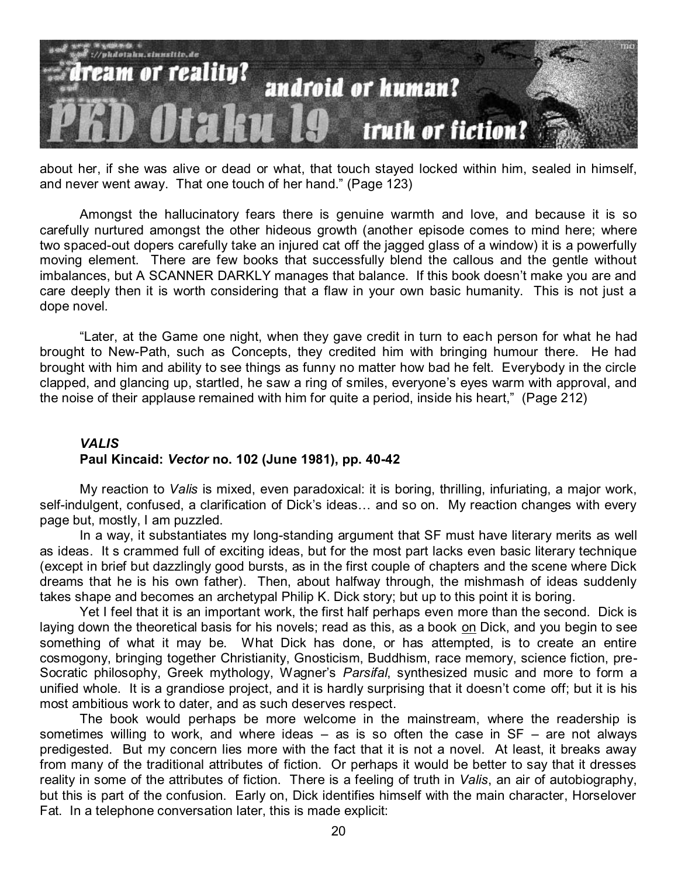about her, if she was alive or dead or what, that touch stayed locked within him, sealed in himself, and never went away. That one touch of her hand." (Page 123)

Amongst the hallucinatory fears there is genuine warmth and love, and because it is so carefully nurtured amongst the other hideous growth (another episode comes to mind here; where two spaced-out dopers carefully take an injured cat off the jagged glass of a window) it is a powerfully moving element. There are few books that successfully blend the callous and the gentle without imbalances, but A SCANNER DARKLY manages that balance. If this book doesn't make you are and care deeply then it is worth considering that a flaw in your own basic humanity. This is not just a dope novel.

"Later, at the Game one night, when they gave credit in turn to each person for what he had brought to New-Path, such as Concepts, they credited him with bringing humour there. He had brought with him and ability to see things as funny no matter how bad he felt. Everybody in the circle clapped, and glancing up, startled, he saw a ring of smiles, everyone's eyes warm with approval, and the noise of their applause remained with him for quite a period, inside his heart," (Page 212)

### *VALIS*
**Paul Kincaid: *Vector* no. 102 (June 1981), pp. 40-42**

My reaction to *Valis* is mixed, even paradoxical: it is boring, thrilling, infuriating, a major work, self-indulgent, confused, a clarification of Dick's ideas… and so on. My reaction changes with every page but, mostly, I am puzzled.

In a way, it substantiates my long-standing argument that SF must have literary merits as well as ideas. It s crammed full of exciting ideas, but for the most part lacks even basic literary technique (except in brief but dazzlingly good bursts, as in the first couple of chapters and the scene where Dick dreams that he is his own father). Then, about halfway through, the mishmash of ideas suddenly takes shape and becomes an archetypal Philip K. Dick story; but up to this point it is boring.

Yet I feel that it is an important work, the first half perhaps even more than the second. Dick is laying down the theoretical basis for his novels; read as this, as a book on Dick, and you begin to see something of what it may be. What Dick has done, or has attempted, is to create an entire cosmogony, bringing together Christianity, Gnosticism, Buddhism, race memory, science fiction, pre-Socratic philosophy, Greek mythology, Wagner's *Parsifal*, synthesized music and more to form a unified whole. It is a grandiose project, and it is hardly surprising that it doesn't come off; but it is his most ambitious work to dater, and as such deserves respect.

The book would perhaps be more welcome in the mainstream, where the readership is sometimes willing to work, and where ideas – as is so often the case in SF – are not always predigested. But my concern lies more with the fact that it is not a novel. At least, it breaks away from many of the traditional attributes of fiction. Or perhaps it would be better to say that it dresses reality in some of the attributes of fiction. There is a feeling of truth in *Valis*, an air of autobiography, but this is part of the confusion. Early on, Dick identifies himself with the main character, Horselover Fat. In a telephone conversation later, this is made explicit: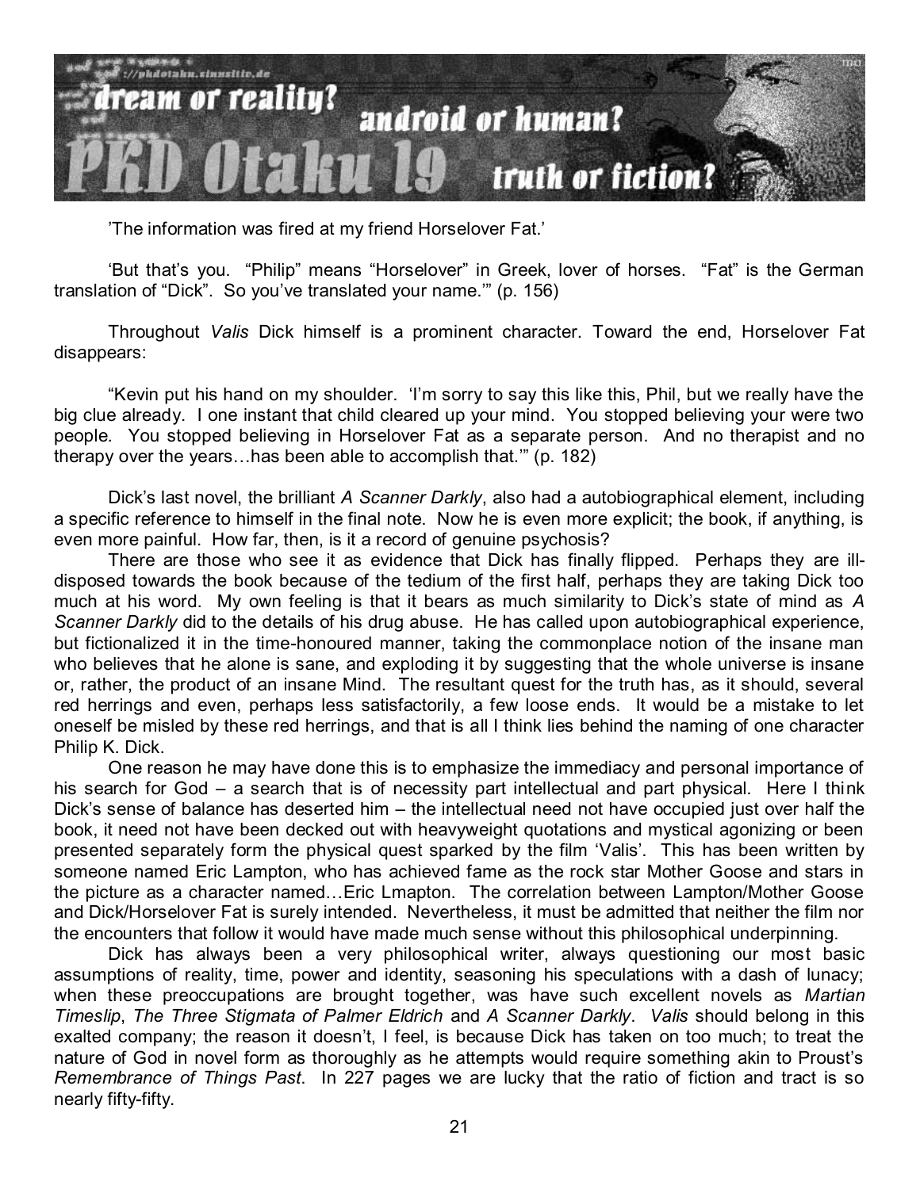’The information was fired at my friend Horselover Fat.’

‘But that’s you. “Philip” means “Horselover” in Greek, lover of horses. “Fat” is the German translation of “Dick”. So you’ve translated your name.’” (p. 156)

Throughout *Valis* Dick himself is a prominent character. Toward the end, Horselover Fat disappears:

“Kevin put his hand on my shoulder. ‘I’m sorry to say this like this, Phil, but we really have the big clue already. I one instant that child cleared up your mind. You stopped believing your were two people. You stopped believing in Horselover Fat as a separate person. And no therapist and no therapy over the years…has been able to accomplish that.’” (p. 182)

Dick’s last novel, the brilliant *A Scanner Darkly*, also had a autobiographical element, including a specific reference to himself in the final note. Now he is even more explicit; the book, if anything, is even more painful. How far, then, is it a record of genuine psychosis?

There are those who see it as evidence that Dick has finally flipped. Perhaps they are ill-disposed towards the book because of the tedium of the first half, perhaps they are taking Dick too much at his word. My own feeling is that it bears as much similarity to Dick’s state of mind as *A Scanner Darkly* did to the details of his drug abuse. He has called upon autobiographical experience, but fictionalized it in the time-honoured manner, taking the commonplace notion of the insane man who believes that he alone is sane, and exploding it by suggesting that the whole universe is insane or, rather, the product of an insane Mind. The resultant quest for the truth has, as it should, several red herrings and even, perhaps less satisfactorily, a few loose ends. It would be a mistake to let oneself be misled by these red herrings, and that is all I think lies behind the naming of one character Philip K. Dick.

One reason he may have done this is to emphasize the immediacy and personal importance of his search for God – a search that is of necessity part intellectual and part physical. Here I think Dick’s sense of balance has deserted him – the intellectual need not have occupied just over half the book, it need not have been decked out with heavyweight quotations and mystical agonizing or been presented separately form the physical quest sparked by the film ‘Valis’. This has been written by someone named Eric Lampton, who has achieved fame as the rock star Mother Goose and stars in the picture as a character named…Eric Lmapton. The correlation between Lampton/Mother Goose and Dick/Horselover Fat is surely intended. Nevertheless, it must be admitted that neither the film nor the encounters that follow it would have made much sense without this philosophical underpinning.

Dick has always been a very philosophical writer, always questioning our most basic assumptions of reality, time, power and identity, seasoning his speculations with a dash of lunacy; when these preoccupations are brought together, was have such excellent novels as *Martian Timeslip*, *The Three Stigmata of Palmer Eldrich* and *A Scanner Darkly*. *Valis* should belong in this exalted company; the reason it doesn’t, I feel, is because Dick has taken on too much; to treat the nature of God in novel form as thoroughly as he attempts would require something akin to Proust’s *Remembrance of Things Past*. In 227 pages we are lucky that the ratio of fiction and tract is so nearly fifty-fifty.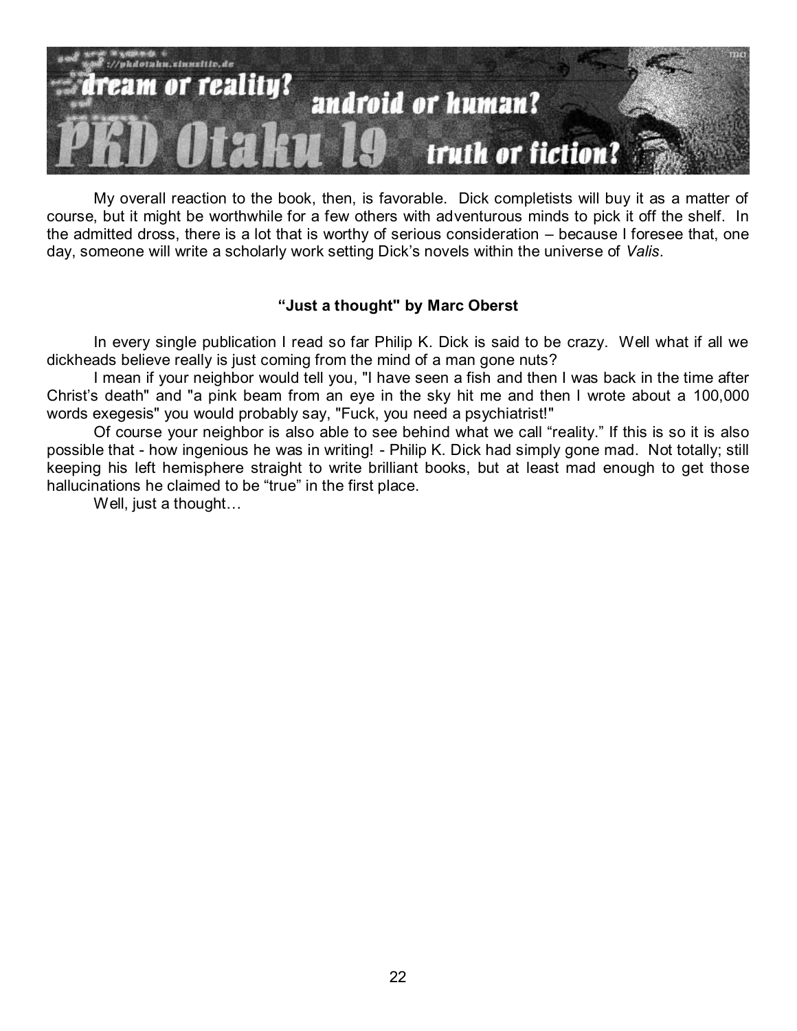My overall reaction to the book, then, is favorable. Dick completists will buy it as a matter of course, but it might be worthwhile for a few others with adventurous minds to pick it off the shelf. In the admitted dross, there is a lot that is worthy of serious consideration – because I foresee that, one day, someone will write a scholarly work setting Dick's novels within the universe of *Valis*.

### "Just a thought" by Marc Oberst

In every single publication I read so far Philip K. Dick is said to be crazy. Well what if all we dickheads believe really is just coming from the mind of a man gone nuts?

I mean if your neighbor would tell you, "I have seen a fish and then I was back in the time after Christ's death" and "a pink beam from an eye in the sky hit me and then I wrote about a 100,000 words exegesis" you would probably say, "Fuck, you need a psychiatrist!"

Of course your neighbor is also able to see behind what we call "reality." If this is so it is also possible that - how ingenious he was in writing! - Philip K. Dick had simply gone mad. Not totally; still keeping his left hemisphere straight to write brilliant books, but at least mad enough to get those hallucinations he claimed to be "true" in the first place.

Well, just a thought…